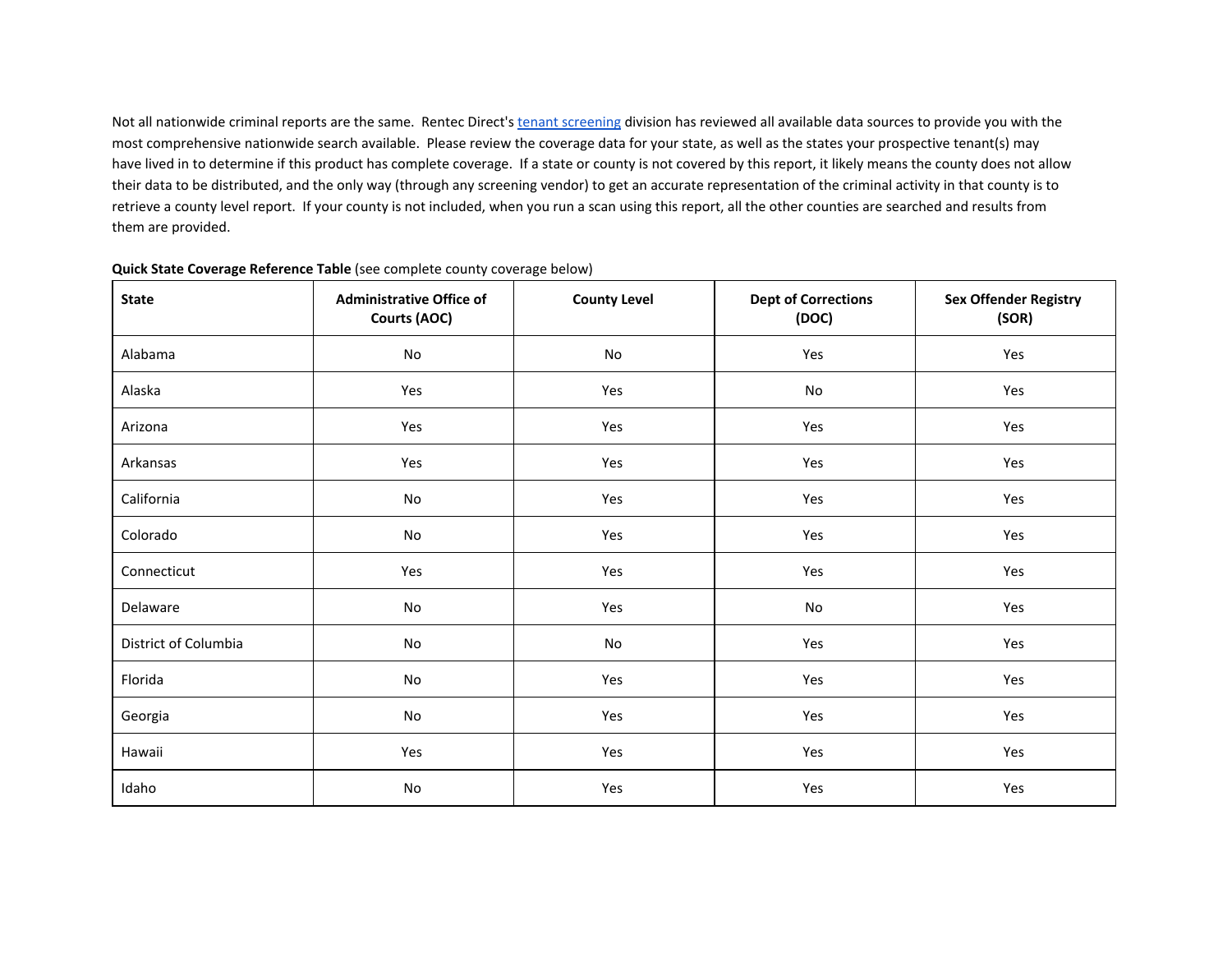Not all nationwide criminal reports are the same. Rentec Direct's [tenant screening](#) division has reviewed all available data sources to provide you with the most comprehensive nationwide search available. Please review the coverage data for your state, as well as the states your prospective tenant(s) may have lived in to determine if this product has complete coverage. If a state or county is not covered by this report, it likely means the county does not allow their data to be distributed, and the only way (through any screening vendor) to get an accurate representation of the criminal activity in that county is to retrieve a county level report. If your county is not included, when you run a scan using this report, all the other counties are searched and results from them are provided.

**Quick State Coverage Reference Table** (see complete county coverage below)

| State | Administrative Office of Courts (AOC) | County Level | Dept of Corrections (DOC) | Sex Offender Registry (SOR) |
|---|---|---|---|---|
| Alabama | No | No | Yes | Yes |
| Alaska | Yes | Yes | No | Yes |
| Arizona | Yes | Yes | Yes | Yes |
| Arkansas | Yes | Yes | Yes | Yes |
| California | No | Yes | Yes | Yes |
| Colorado | No | Yes | Yes | Yes |
| Connecticut | Yes | Yes | Yes | Yes |
| Delaware | No | Yes | No | Yes |
| District of Columbia | No | No | Yes | Yes |
| Florida | No | Yes | Yes | Yes |
| Georgia | No | Yes | Yes | Yes |
| Hawaii | Yes | Yes | Yes | Yes |
| Idaho | No | Yes | Yes | Yes |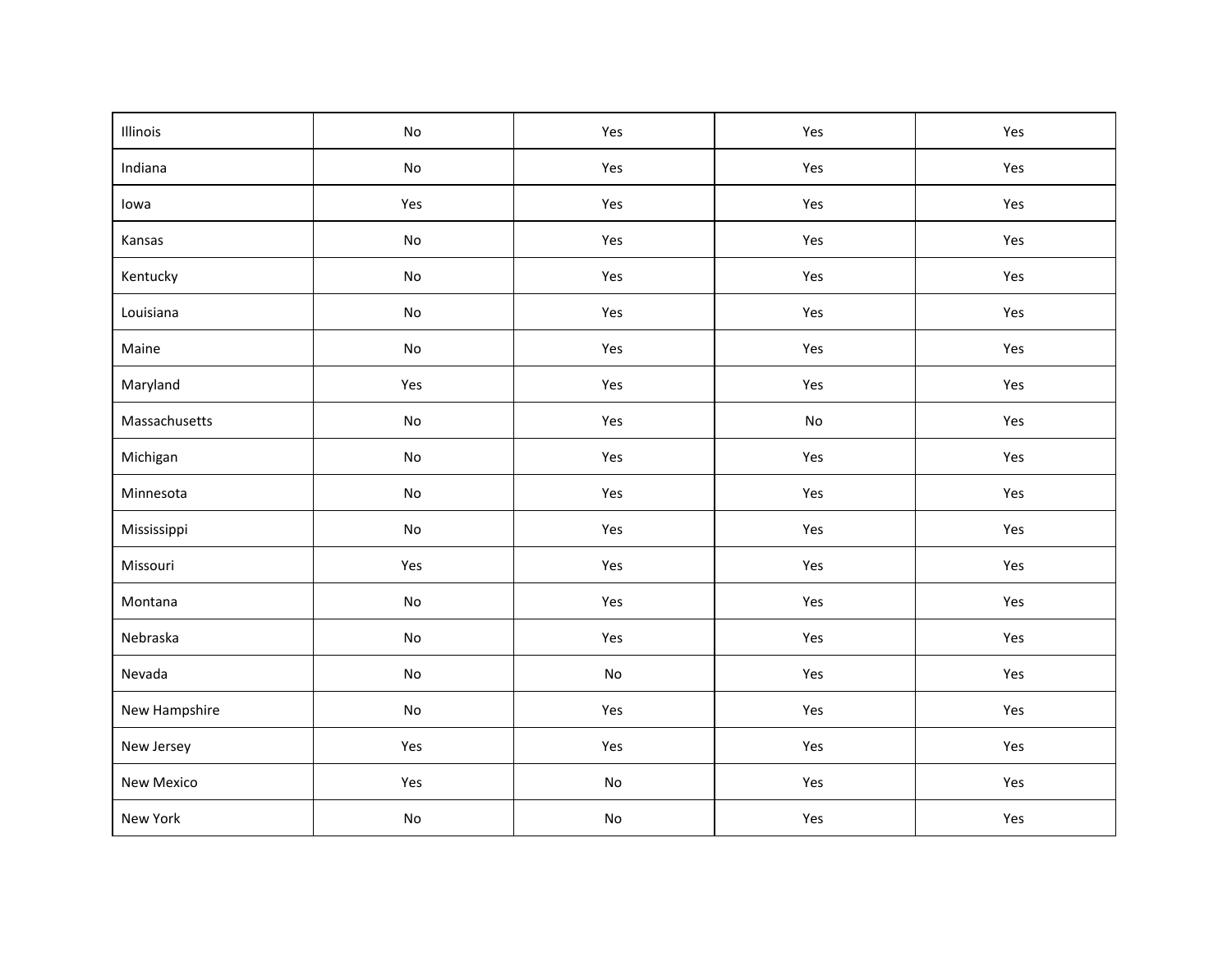| | | | | |
|---|---|---|---|---|
| Illinois | No | Yes | Yes | Yes |
| Indiana | No | Yes | Yes | Yes |
| Iowa | Yes | Yes | Yes | Yes |
| Kansas | No | Yes | Yes | Yes |
| Kentucky | No | Yes | Yes | Yes |
| Louisiana | No | Yes | Yes | Yes |
| Maine | No | Yes | Yes | Yes |
| Maryland | Yes | Yes | Yes | Yes |
| Massachusetts | No | Yes | No | Yes |
| Michigan | No | Yes | Yes | Yes |
| Minnesota | No | Yes | Yes | Yes |
| Mississippi | No | Yes | Yes | Yes |
| Missouri | Yes | Yes | Yes | Yes |
| Montana | No | Yes | Yes | Yes |
| Nebraska | No | Yes | Yes | Yes |
| Nevada | No | No | Yes | Yes |
| New Hampshire | No | Yes | Yes | Yes |
| New Jersey | Yes | Yes | Yes | Yes |
| New Mexico | Yes | No | Yes | Yes |
| New York | No | No | Yes | Yes |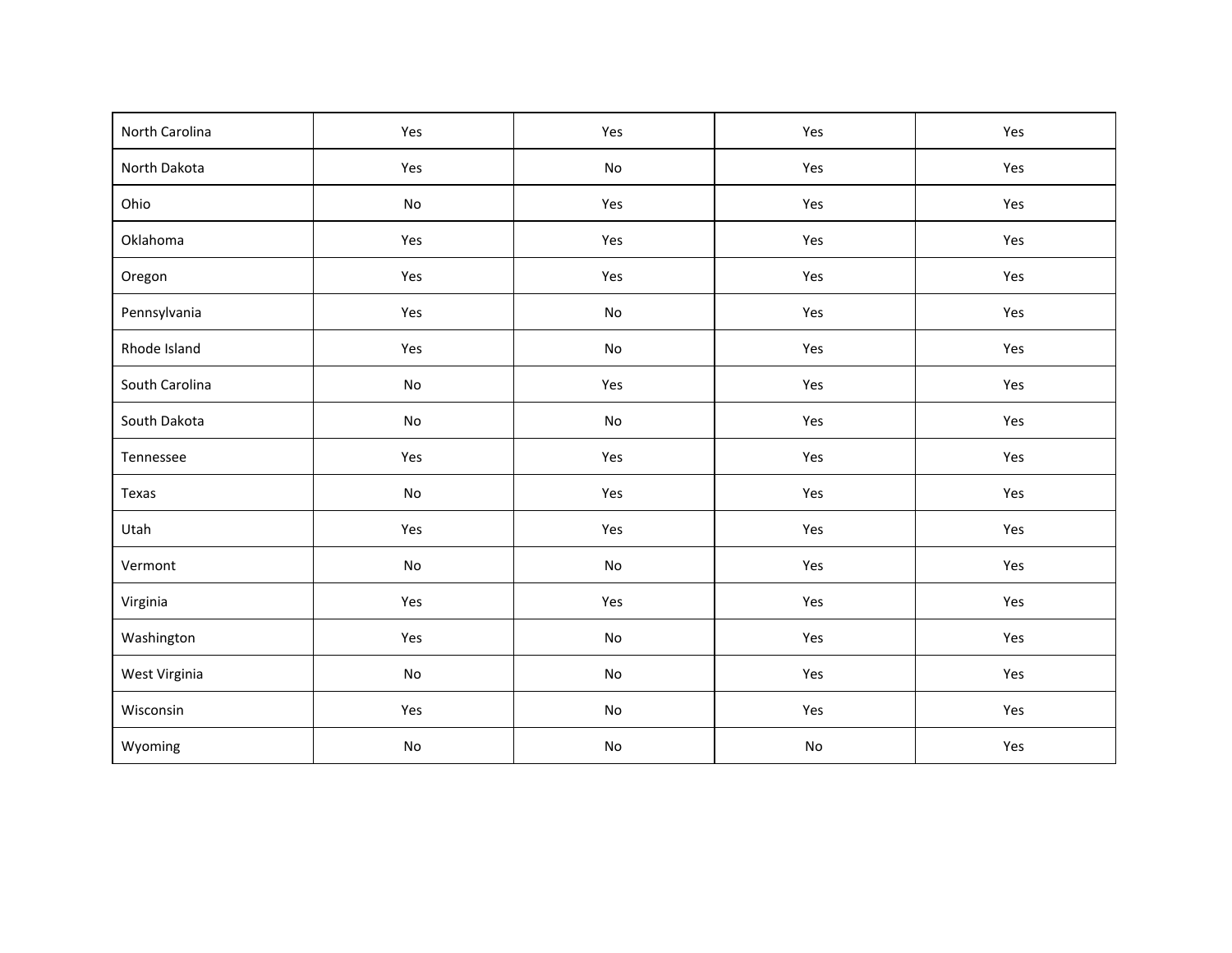| | | | | |
|---|---|---|---|---|
| North Carolina | Yes | Yes | Yes | Yes |
| North Dakota | Yes | No | Yes | Yes |
| Ohio | No | Yes | Yes | Yes |
| Oklahoma | Yes | Yes | Yes | Yes |
| Oregon | Yes | Yes | Yes | Yes |
| Pennsylvania | Yes | No | Yes | Yes |
| Rhode Island | Yes | No | Yes | Yes |
| South Carolina | No | Yes | Yes | Yes |
| South Dakota | No | No | Yes | Yes |
| Tennessee | Yes | Yes | Yes | Yes |
| Texas | No | Yes | Yes | Yes |
| Utah | Yes | Yes | Yes | Yes |
| Vermont | No | No | Yes | Yes |
| Virginia | Yes | Yes | Yes | Yes |
| Washington | Yes | No | Yes | Yes |
| West Virginia | No | No | Yes | Yes |
| Wisconsin | Yes | No | Yes | Yes |
| Wyoming | No | No | No | Yes |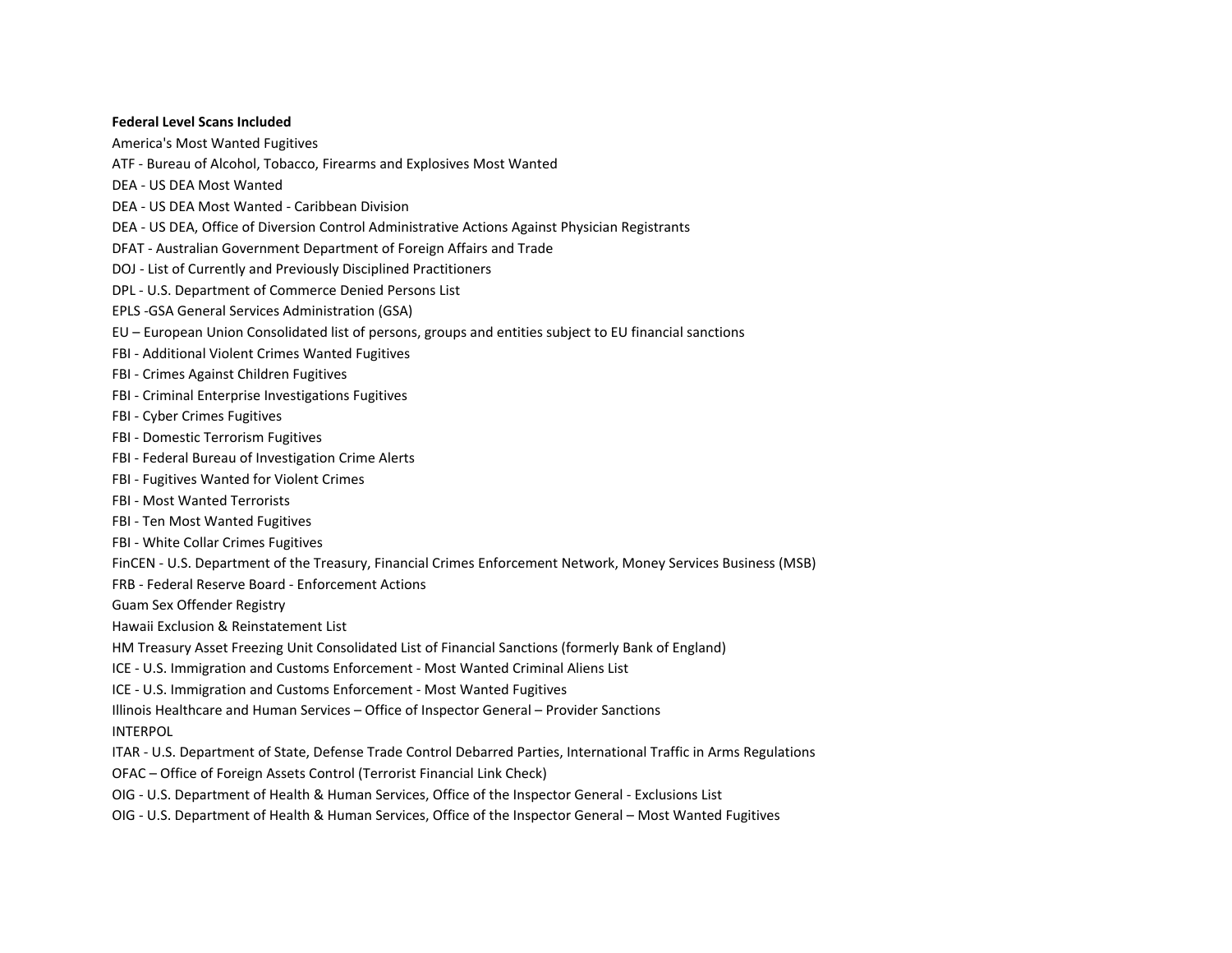**Federal Level Scans Included**

America's Most Wanted Fugitives

ATF - Bureau of Alcohol, Tobacco, Firearms and Explosives Most Wanted

DEA - US DEA Most Wanted

DEA - US DEA Most Wanted - Caribbean Division

DEA - US DEA, Office of Diversion Control Administrative Actions Against Physician Registrants

DFAT - Australian Government Department of Foreign Affairs and Trade

DOJ - List of Currently and Previously Disciplined Practitioners

DPL - U.S. Department of Commerce Denied Persons List

EPLS -GSA General Services Administration (GSA)

EU – European Union Consolidated list of persons, groups and entities subject to EU financial sanctions

FBI - Additional Violent Crimes Wanted Fugitives

FBI - Crimes Against Children Fugitives

FBI - Criminal Enterprise Investigations Fugitives

FBI - Cyber Crimes Fugitives

FBI - Domestic Terrorism Fugitives

FBI - Federal Bureau of Investigation Crime Alerts

FBI - Fugitives Wanted for Violent Crimes

FBI - Most Wanted Terrorists

FBI - Ten Most Wanted Fugitives

FBI - White Collar Crimes Fugitives

FinCEN - U.S. Department of the Treasury, Financial Crimes Enforcement Network, Money Services Business (MSB)

FRB - Federal Reserve Board - Enforcement Actions

Guam Sex Offender Registry

Hawaii Exclusion & Reinstatement List

HM Treasury Asset Freezing Unit Consolidated List of Financial Sanctions (formerly Bank of England)

ICE - U.S. Immigration and Customs Enforcement - Most Wanted Criminal Aliens List

ICE - U.S. Immigration and Customs Enforcement - Most Wanted Fugitives

Illinois Healthcare and Human Services – Office of Inspector General – Provider Sanctions

INTERPOL

ITAR - U.S. Department of State, Defense Trade Control Debarred Parties, International Traffic in Arms Regulations

OFAC – Office of Foreign Assets Control (Terrorist Financial Link Check)

OIG - U.S. Department of Health & Human Services, Office of the Inspector General - Exclusions List

OIG - U.S. Department of Health & Human Services, Office of the Inspector General – Most Wanted Fugitives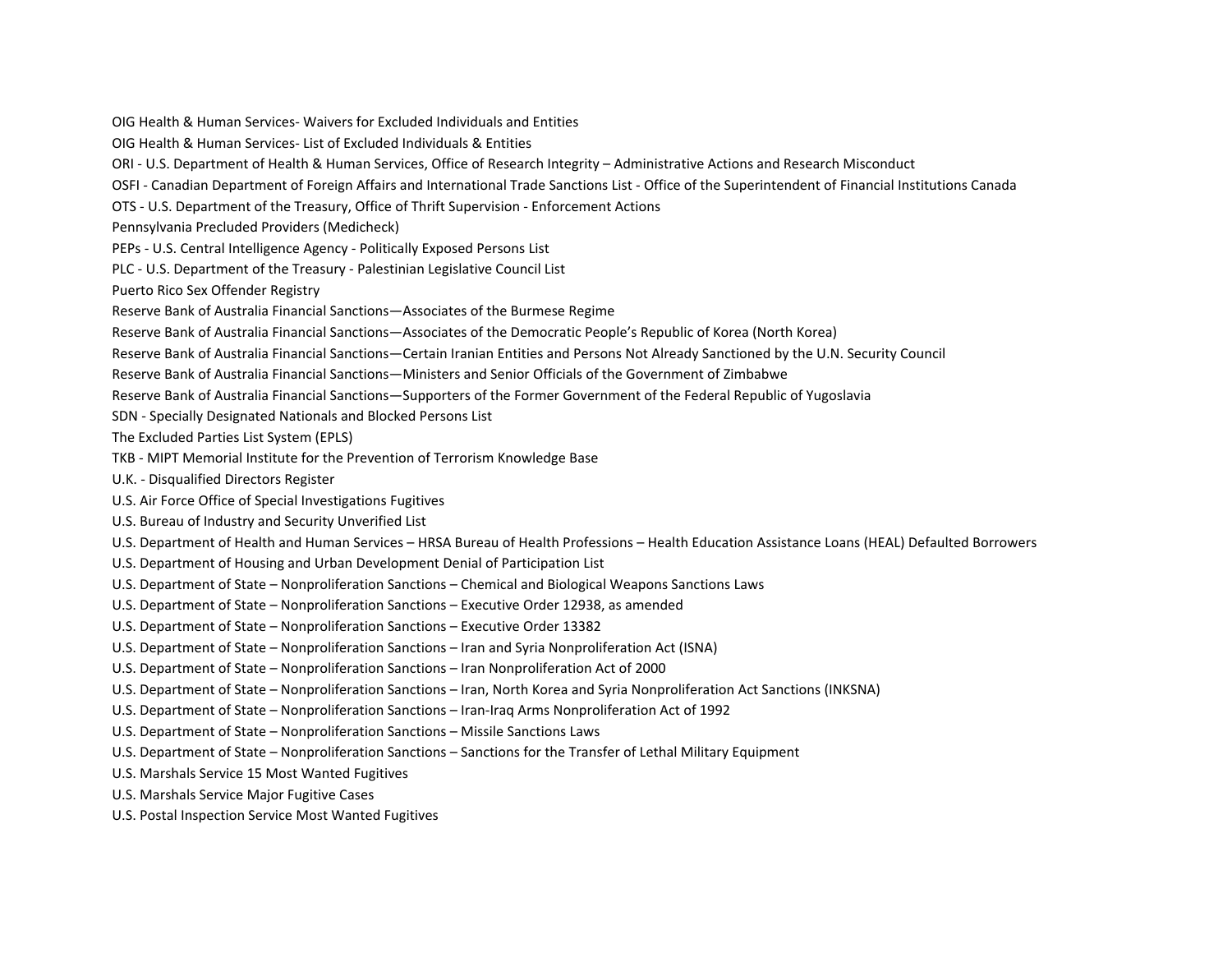OIG Health & Human Services- Waivers for Excluded Individuals and Entities

OIG Health & Human Services- List of Excluded Individuals & Entities

ORI - U.S. Department of Health & Human Services, Office of Research Integrity – Administrative Actions and Research Misconduct

OSFI - Canadian Department of Foreign Affairs and International Trade Sanctions List - Office of the Superintendent of Financial Institutions Canada

OTS - U.S. Department of the Treasury, Office of Thrift Supervision - Enforcement Actions

Pennsylvania Precluded Providers (Medicheck)

PEPs - U.S. Central Intelligence Agency - Politically Exposed Persons List

PLC - U.S. Department of the Treasury - Palestinian Legislative Council List

Puerto Rico Sex Offender Registry

Reserve Bank of Australia Financial Sanctions—Associates of the Burmese Regime

Reserve Bank of Australia Financial Sanctions—Associates of the Democratic People's Republic of Korea (North Korea)

Reserve Bank of Australia Financial Sanctions—Certain Iranian Entities and Persons Not Already Sanctioned by the U.N. Security Council

Reserve Bank of Australia Financial Sanctions—Ministers and Senior Officials of the Government of Zimbabwe

Reserve Bank of Australia Financial Sanctions—Supporters of the Former Government of the Federal Republic of Yugoslavia

SDN - Specially Designated Nationals and Blocked Persons List

The Excluded Parties List System (EPLS)

TKB - MIPT Memorial Institute for the Prevention of Terrorism Knowledge Base

U.K. - Disqualified Directors Register

U.S. Air Force Office of Special Investigations Fugitives

U.S. Bureau of Industry and Security Unverified List

U.S. Department of Health and Human Services – HRSA Bureau of Health Professions – Health Education Assistance Loans (HEAL) Defaulted Borrowers

U.S. Department of Housing and Urban Development Denial of Participation List

U.S. Department of State – Nonproliferation Sanctions – Chemical and Biological Weapons Sanctions Laws

U.S. Department of State – Nonproliferation Sanctions – Executive Order 12938, as amended

U.S. Department of State – Nonproliferation Sanctions – Executive Order 13382

U.S. Department of State – Nonproliferation Sanctions – Iran and Syria Nonproliferation Act (ISNA)

U.S. Department of State – Nonproliferation Sanctions – Iran Nonproliferation Act of 2000

U.S. Department of State – Nonproliferation Sanctions – Iran, North Korea and Syria Nonproliferation Act Sanctions (INKSNA)

U.S. Department of State – Nonproliferation Sanctions – Iran-Iraq Arms Nonproliferation Act of 1992

U.S. Department of State – Nonproliferation Sanctions – Missile Sanctions Laws

U.S. Department of State – Nonproliferation Sanctions – Sanctions for the Transfer of Lethal Military Equipment

U.S. Marshals Service 15 Most Wanted Fugitives

U.S. Marshals Service Major Fugitive Cases

U.S. Postal Inspection Service Most Wanted Fugitives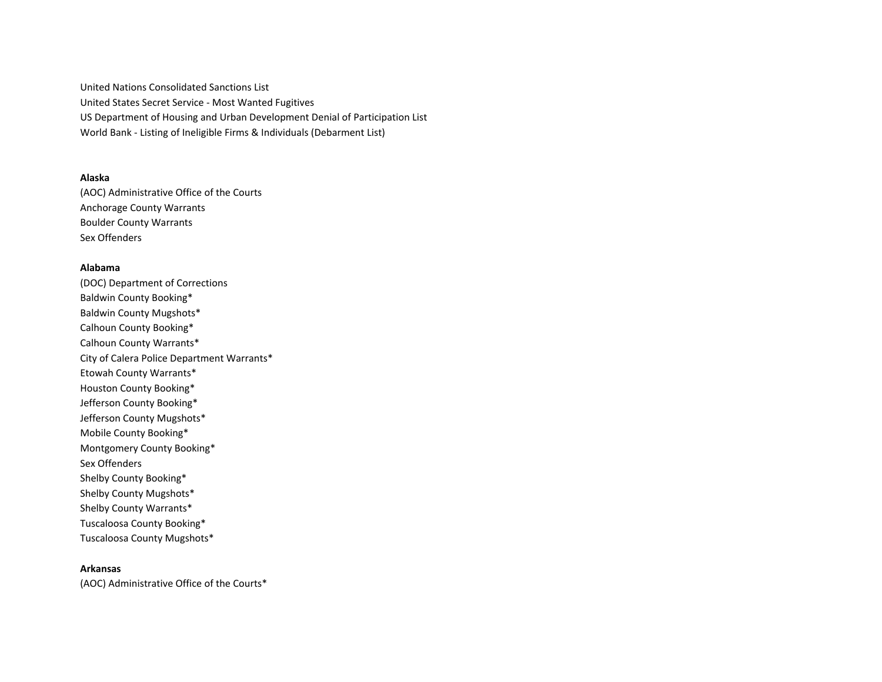United Nations Consolidated Sanctions List
United States Secret Service - Most Wanted Fugitives
US Department of Housing and Urban Development Denial of Participation List
World Bank - Listing of Ineligible Firms & Individuals (Debarment List)

**Alaska**

(AOC) Administrative Office of the Courts
Anchorage County Warrants
Boulder County Warrants
Sex Offenders

**Alabama**

(DOC) Department of Corrections
Baldwin County Booking*
Baldwin County Mugshots*
Calhoun County Booking*
Calhoun County Warrants*
City of Calera Police Department Warrants*
Etowah County Warrants*
Houston County Booking*
Jefferson County Booking*
Jefferson County Mugshots*
Mobile County Booking*
Montgomery County Booking*
Sex Offenders
Shelby County Booking*
Shelby County Mugshots*
Shelby County Warrants*
Tuscaloosa County Booking*
Tuscaloosa County Mugshots*

**Arkansas**

(AOC) Administrative Office of the Courts*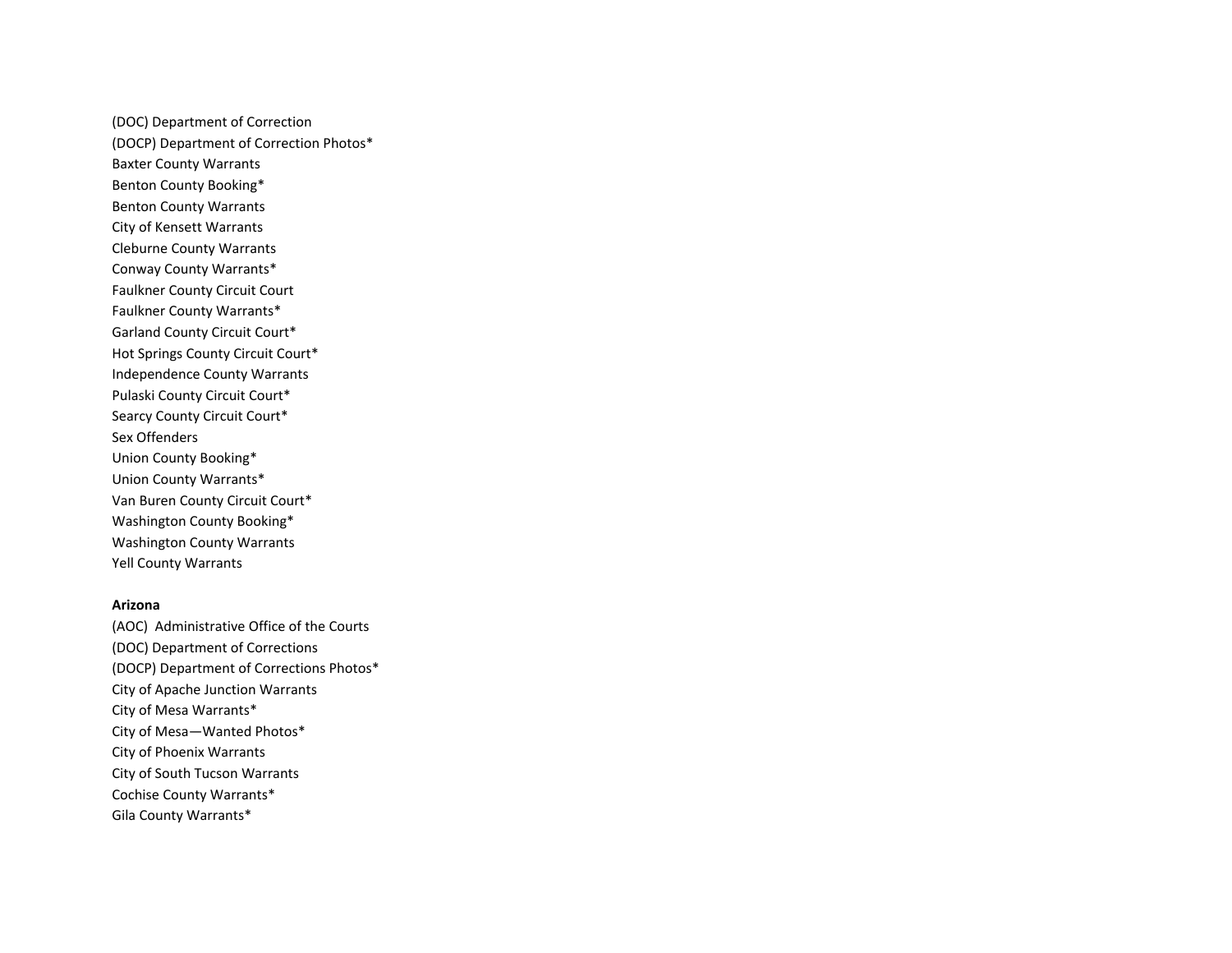(DOC) Department of Correction
(DOCP) Department of Correction Photos*
Baxter County Warrants
Benton County Booking*
Benton County Warrants
City of Kensett Warrants
Cleburne County Warrants
Conway County Warrants*
Faulkner County Circuit Court
Faulkner County Warrants*
Garland County Circuit Court*
Hot Springs County Circuit Court*
Independence County Warrants
Pulaski County Circuit Court*
Searcy County Circuit Court*
Sex Offenders
Union County Booking*
Union County Warrants*
Van Buren County Circuit Court*
Washington County Booking*
Washington County Warrants
Yell County Warrants

**Arizona**

(AOC) Administrative Office of the Courts
(DOC) Department of Corrections
(DOCP) Department of Corrections Photos*
City of Apache Junction Warrants
City of Mesa Warrants*
City of Mesa—Wanted Photos*
City of Phoenix Warrants
City of South Tucson Warrants
Cochise County Warrants*
Gila County Warrants*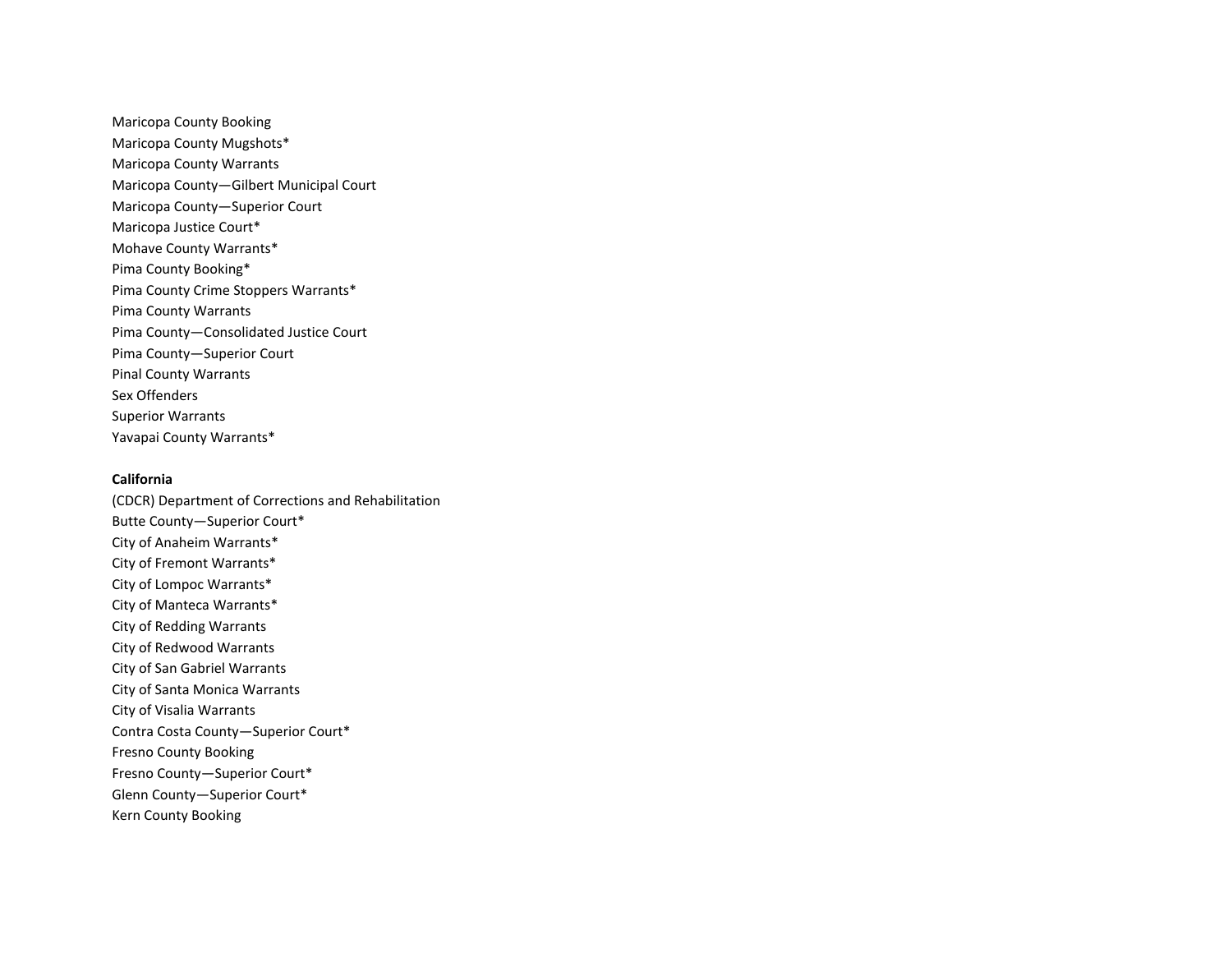Maricopa County Booking
Maricopa County Mugshots*
Maricopa County Warrants
Maricopa County—Gilbert Municipal Court
Maricopa County—Superior Court
Maricopa Justice Court*
Mohave County Warrants*
Pima County Booking*
Pima County Crime Stoppers Warrants*
Pima County Warrants
Pima County—Consolidated Justice Court
Pima County—Superior Court
Pinal County Warrants
Sex Offenders
Superior Warrants
Yavapai County Warrants*

**California**

(CDCR) Department of Corrections and Rehabilitation
Butte County—Superior Court*
City of Anaheim Warrants*
City of Fremont Warrants*
City of Lompoc Warrants*
City of Manteca Warrants*
City of Redding Warrants
City of Redwood Warrants
City of San Gabriel Warrants
City of Santa Monica Warrants
City of Visalia Warrants
Contra Costa County—Superior Court*
Fresno County Booking
Fresno County—Superior Court*
Glenn County—Superior Court*
Kern County Booking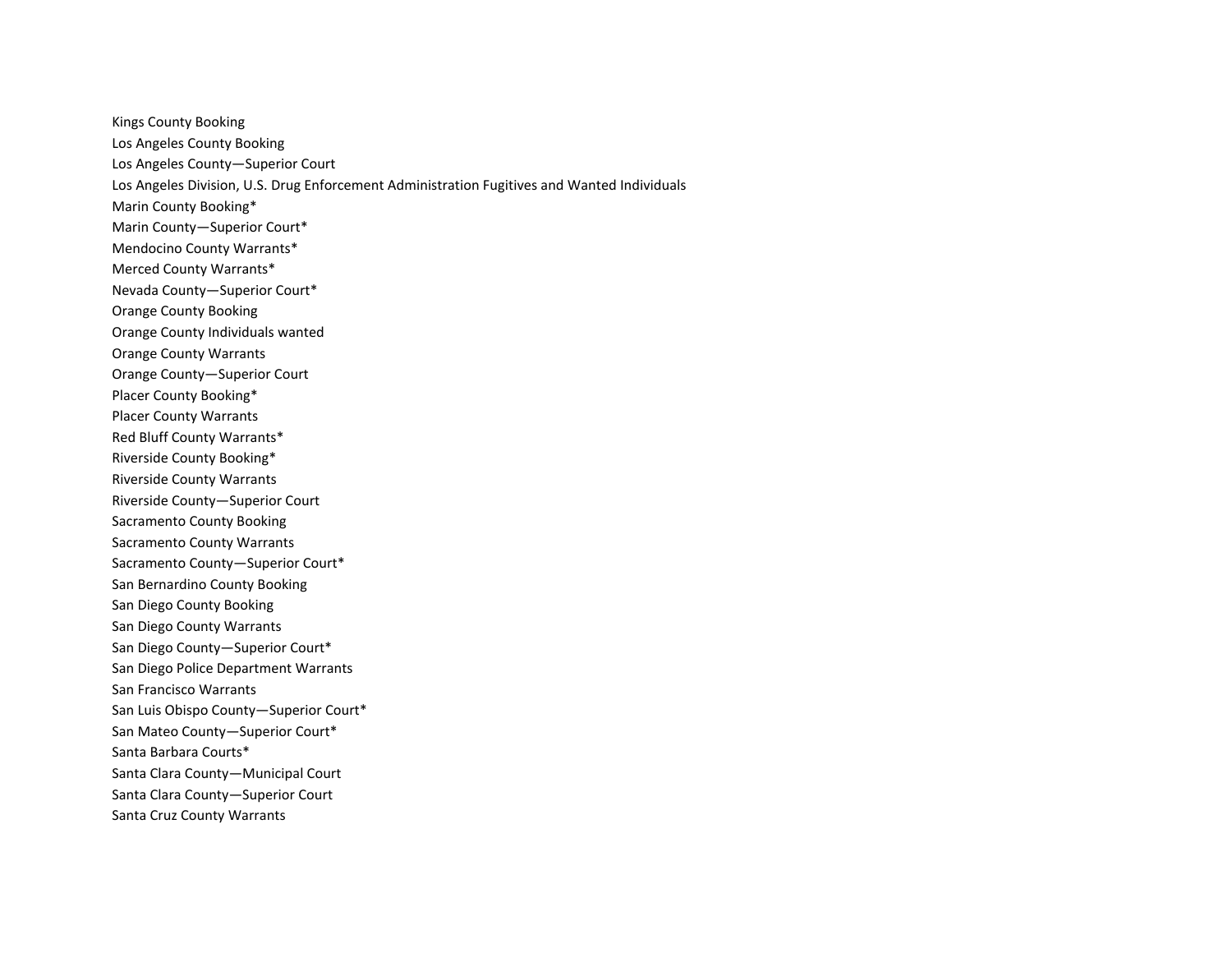Kings County Booking

Los Angeles County Booking

Los Angeles County—Superior Court

Los Angeles Division, U.S. Drug Enforcement Administration Fugitives and Wanted Individuals

Marin County Booking*

Marin County—Superior Court*

Mendocino County Warrants*

Merced County Warrants*

Nevada County—Superior Court*

Orange County Booking

Orange County Individuals wanted

Orange County Warrants

Orange County—Superior Court

Placer County Booking*

Placer County Warrants

Red Bluff County Warrants*

Riverside County Booking*

Riverside County Warrants

Riverside County—Superior Court

Sacramento County Booking

Sacramento County Warrants

Sacramento County—Superior Court*

San Bernardino County Booking

San Diego County Booking

San Diego County Warrants

San Diego County—Superior Court*

San Diego Police Department Warrants

San Francisco Warrants

San Luis Obispo County—Superior Court*

San Mateo County—Superior Court*

Santa Barbara Courts*

Santa Clara County—Municipal Court

Santa Clara County—Superior Court

Santa Cruz County Warrants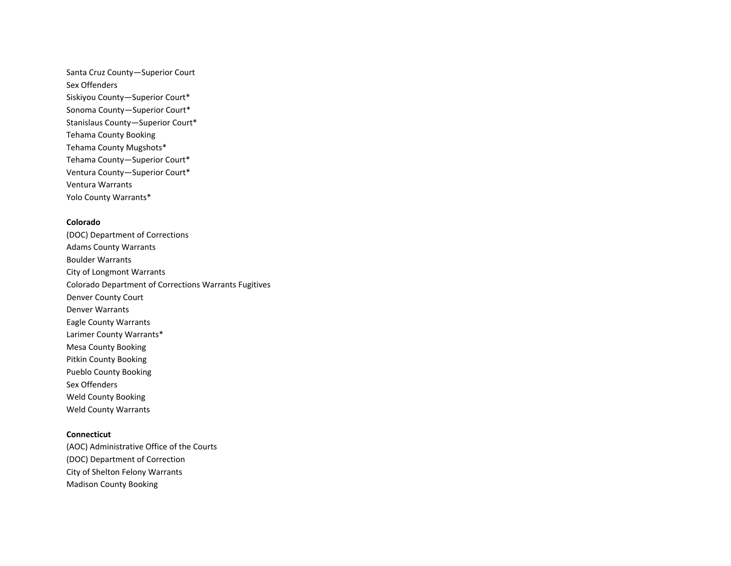Santa Cruz County—Superior Court
Sex Offenders
Siskiyou County—Superior Court*
Sonoma County—Superior Court*
Stanislaus County—Superior Court*
Tehama County Booking
Tehama County Mugshots*
Tehama County—Superior Court*
Ventura County—Superior Court*
Ventura Warrants
Yolo County Warrants*

**Colorado**
(DOC) Department of Corrections
Adams County Warrants
Boulder Warrants
City of Longmont Warrants
Colorado Department of Corrections Warrants Fugitives
Denver County Court
Denver Warrants
Eagle County Warrants
Larimer County Warrants*
Mesa County Booking
Pitkin County Booking
Pueblo County Booking
Sex Offenders
Weld County Booking
Weld County Warrants

**Connecticut**
(AOC) Administrative Office of the Courts
(DOC) Department of Correction
City of Shelton Felony Warrants
Madison County Booking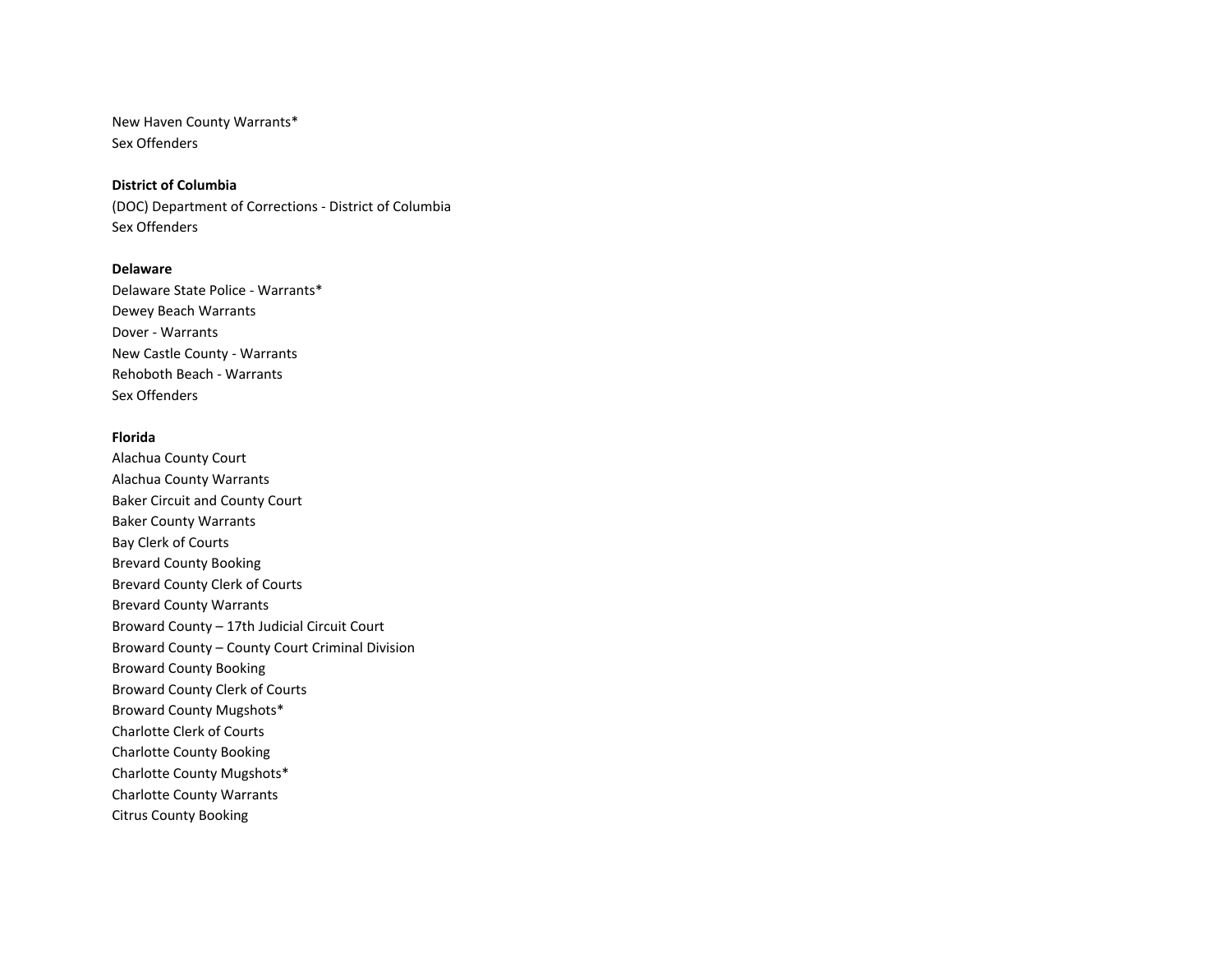New Haven County Warrants*
Sex Offenders

**District of Columbia**
(DOC) Department of Corrections - District of Columbia
Sex Offenders

**Delaware**
Delaware State Police - Warrants*
Dewey Beach Warrants
Dover - Warrants
New Castle County - Warrants
Rehoboth Beach - Warrants
Sex Offenders

**Florida**
Alachua County Court
Alachua County Warrants
Baker Circuit and County Court
Baker County Warrants
Bay Clerk of Courts
Brevard County Booking
Brevard County Clerk of Courts
Brevard County Warrants
Broward County – 17th Judicial Circuit Court
Broward County – County Court Criminal Division
Broward County Booking
Broward County Clerk of Courts
Broward County Mugshots*
Charlotte Clerk of Courts
Charlotte County Booking
Charlotte County Mugshots*
Charlotte County Warrants
Citrus County Booking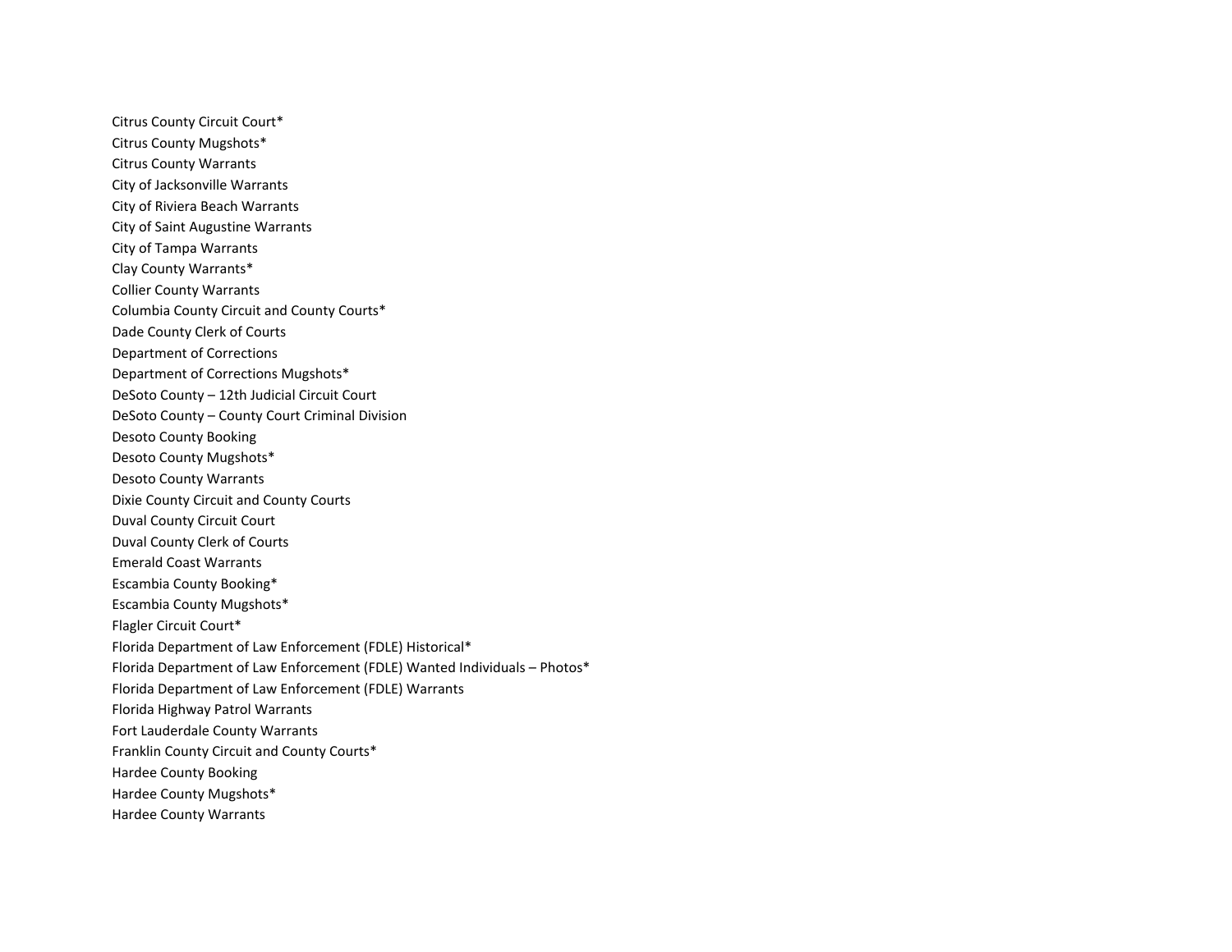Citrus County Circuit Court*
Citrus County Mugshots*
Citrus County Warrants
City of Jacksonville Warrants
City of Riviera Beach Warrants
City of Saint Augustine Warrants
City of Tampa Warrants
Clay County Warrants*
Collier County Warrants
Columbia County Circuit and County Courts*
Dade County Clerk of Courts
Department of Corrections
Department of Corrections Mugshots*
DeSoto County – 12th Judicial Circuit Court
DeSoto County – County Court Criminal Division
Desoto County Booking
Desoto County Mugshots*
Desoto County Warrants
Dixie County Circuit and County Courts
Duval County Circuit Court
Duval County Clerk of Courts
Emerald Coast Warrants
Escambia County Booking*
Escambia County Mugshots*
Flagler Circuit Court*
Florida Department of Law Enforcement (FDLE) Historical*
Florida Department of Law Enforcement (FDLE) Wanted Individuals – Photos*
Florida Department of Law Enforcement (FDLE) Warrants
Florida Highway Patrol Warrants
Fort Lauderdale County Warrants
Franklin County Circuit and County Courts*
Hardee County Booking
Hardee County Mugshots*
Hardee County Warrants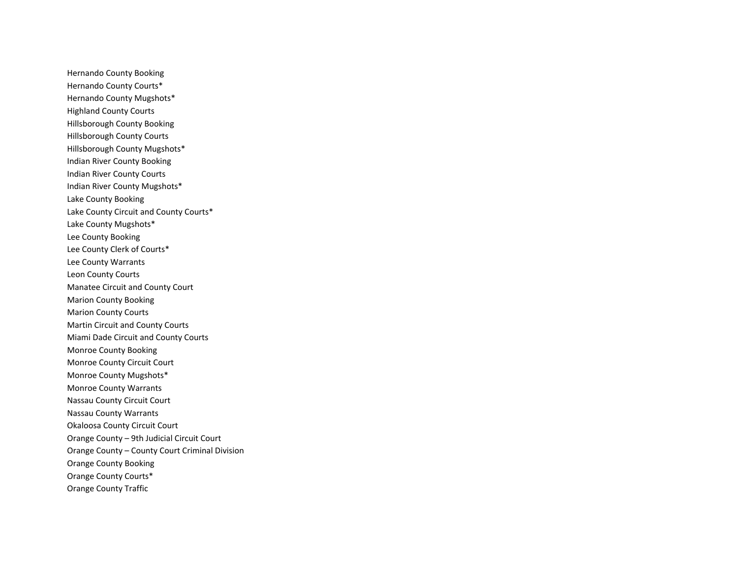Hernando County Booking
Hernando County Courts*
Hernando County Mugshots*
Highland County Courts
Hillsborough County Booking
Hillsborough County Courts
Hillsborough County Mugshots*
Indian River County Booking
Indian River County Courts
Indian River County Mugshots*
Lake County Booking
Lake County Circuit and County Courts*
Lake County Mugshots*
Lee County Booking
Lee County Clerk of Courts*
Lee County Warrants
Leon County Courts
Manatee Circuit and County Court
Marion County Booking
Marion County Courts
Martin Circuit and County Courts
Miami Dade Circuit and County Courts
Monroe County Booking
Monroe County Circuit Court
Monroe County Mugshots*
Monroe County Warrants
Nassau County Circuit Court
Nassau County Warrants
Okaloosa County Circuit Court
Orange County – 9th Judicial Circuit Court
Orange County – County Court Criminal Division
Orange County Booking
Orange County Courts*
Orange County Traffic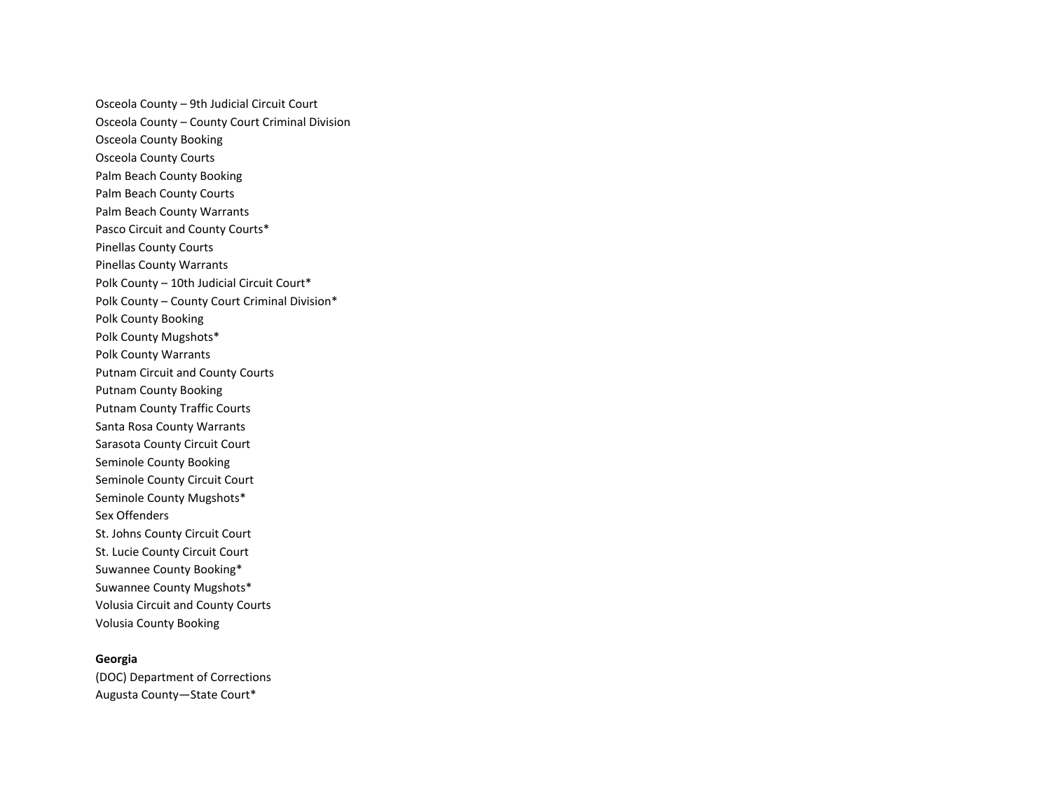Osceola County – 9th Judicial Circuit Court
Osceola County – County Court Criminal Division
Osceola County Booking
Osceola County Courts
Palm Beach County Booking
Palm Beach County Courts
Palm Beach County Warrants
Pasco Circuit and County Courts*
Pinellas County Courts
Pinellas County Warrants
Polk County – 10th Judicial Circuit Court*
Polk County – County Court Criminal Division*
Polk County Booking
Polk County Mugshots*
Polk County Warrants
Putnam Circuit and County Courts
Putnam County Booking
Putnam County Traffic Courts
Santa Rosa County Warrants
Sarasota County Circuit Court
Seminole County Booking
Seminole County Circuit Court
Seminole County Mugshots*
Sex Offenders
St. Johns County Circuit Court
St. Lucie County Circuit Court
Suwannee County Booking*
Suwannee County Mugshots*
Volusia Circuit and County Courts
Volusia County Booking

**Georgia**

(DOC) Department of Corrections
Augusta County—State Court*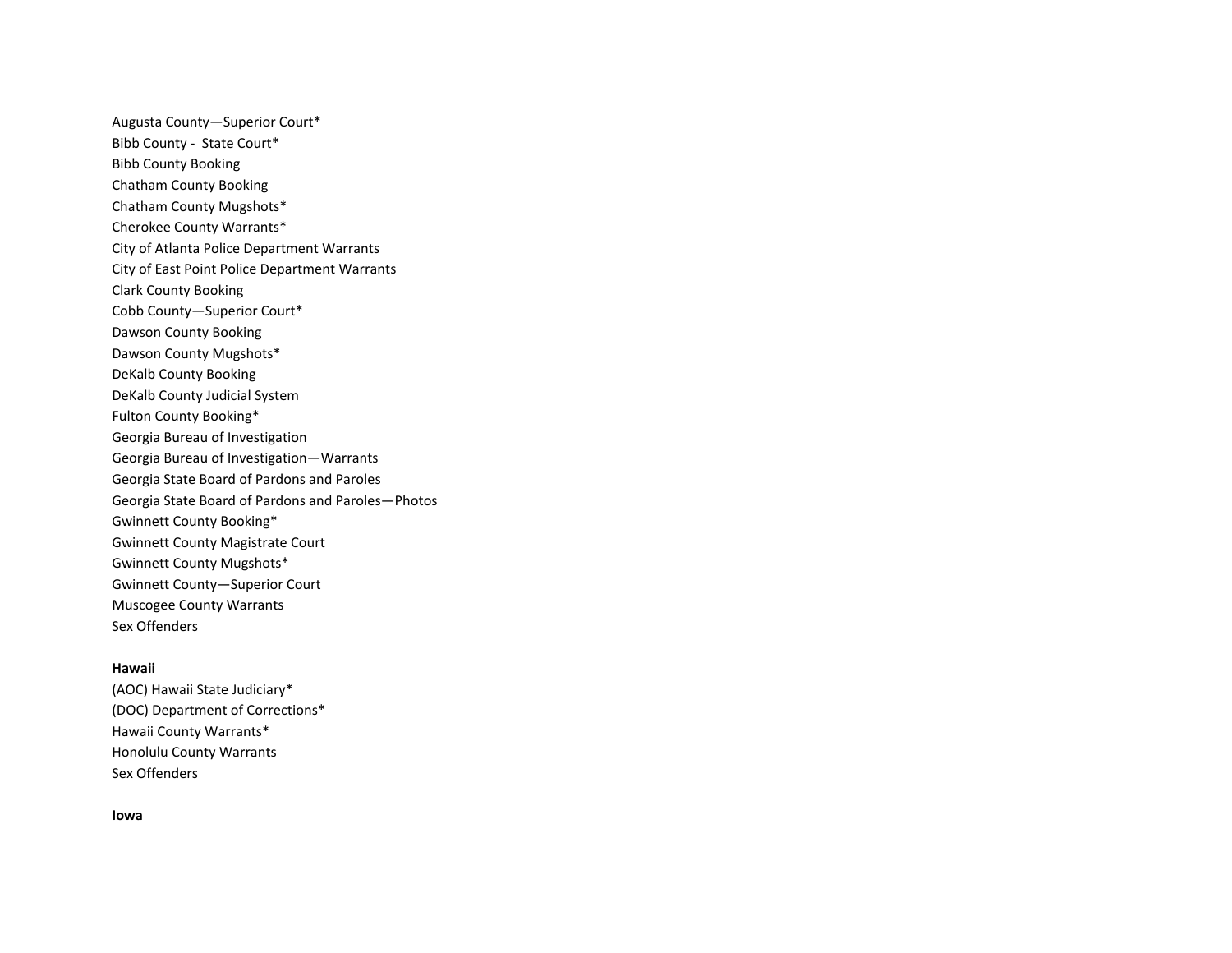Augusta County—Superior Court*
Bibb County -  State Court*
Bibb County Booking
Chatham County Booking
Chatham County Mugshots*
Cherokee County Warrants*
City of Atlanta Police Department Warrants
City of East Point Police Department Warrants
Clark County Booking
Cobb County—Superior Court*
Dawson County Booking
Dawson County Mugshots*
DeKalb County Booking
DeKalb County Judicial System
Fulton County Booking*
Georgia Bureau of Investigation
Georgia Bureau of Investigation—Warrants
Georgia State Board of Pardons and Paroles
Georgia State Board of Pardons and Paroles—Photos
Gwinnett County Booking*
Gwinnett County Magistrate Court
Gwinnett County Mugshots*
Gwinnett County—Superior Court
Muscogee County Warrants
Sex Offenders

**Hawaii**

(AOC) Hawaii State Judiciary*
(DOC) Department of Corrections*
Hawaii County Warrants*
Honolulu County Warrants
Sex Offenders

**Iowa**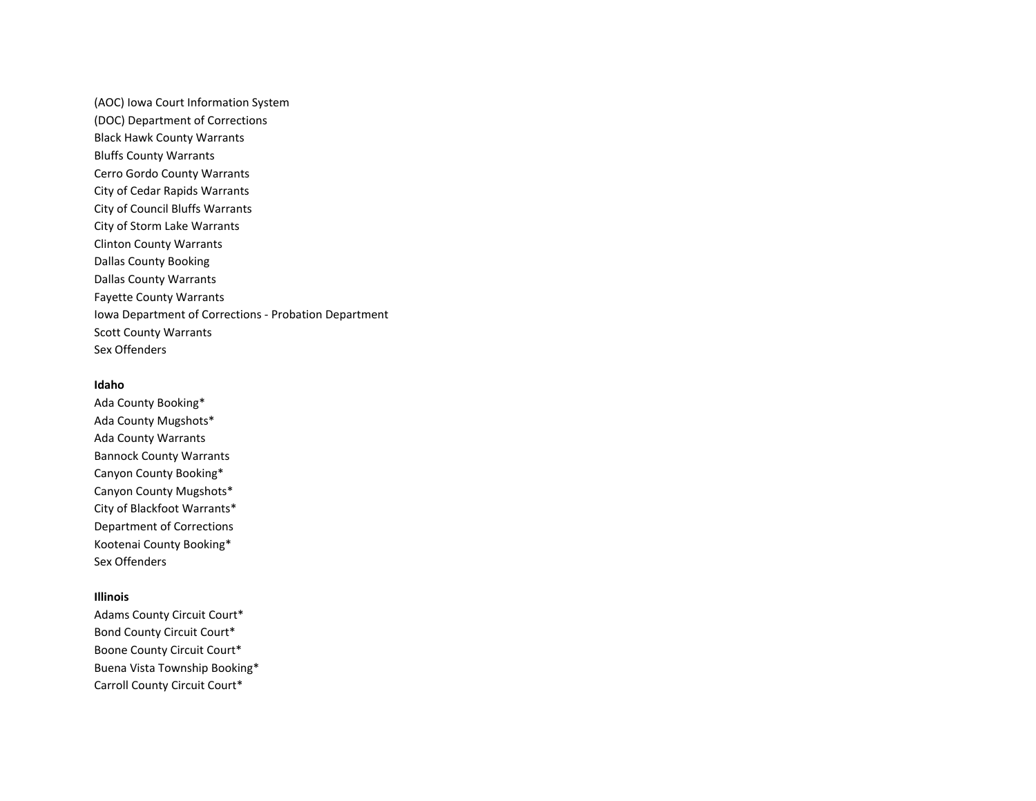(AOC) Iowa Court Information System
(DOC) Department of Corrections
Black Hawk County Warrants
Bluffs County Warrants
Cerro Gordo County Warrants
City of Cedar Rapids Warrants
City of Council Bluffs Warrants
City of Storm Lake Warrants
Clinton County Warrants
Dallas County Booking
Dallas County Warrants
Fayette County Warrants
Iowa Department of Corrections - Probation Department
Scott County Warrants
Sex Offenders

**Idaho**
Ada County Booking*
Ada County Mugshots*
Ada County Warrants
Bannock County Warrants
Canyon County Booking*
Canyon County Mugshots*
City of Blackfoot Warrants*
Department of Corrections
Kootenai County Booking*
Sex Offenders

**Illinois**
Adams County Circuit Court*
Bond County Circuit Court*
Boone County Circuit Court*
Buena Vista Township Booking*
Carroll County Circuit Court*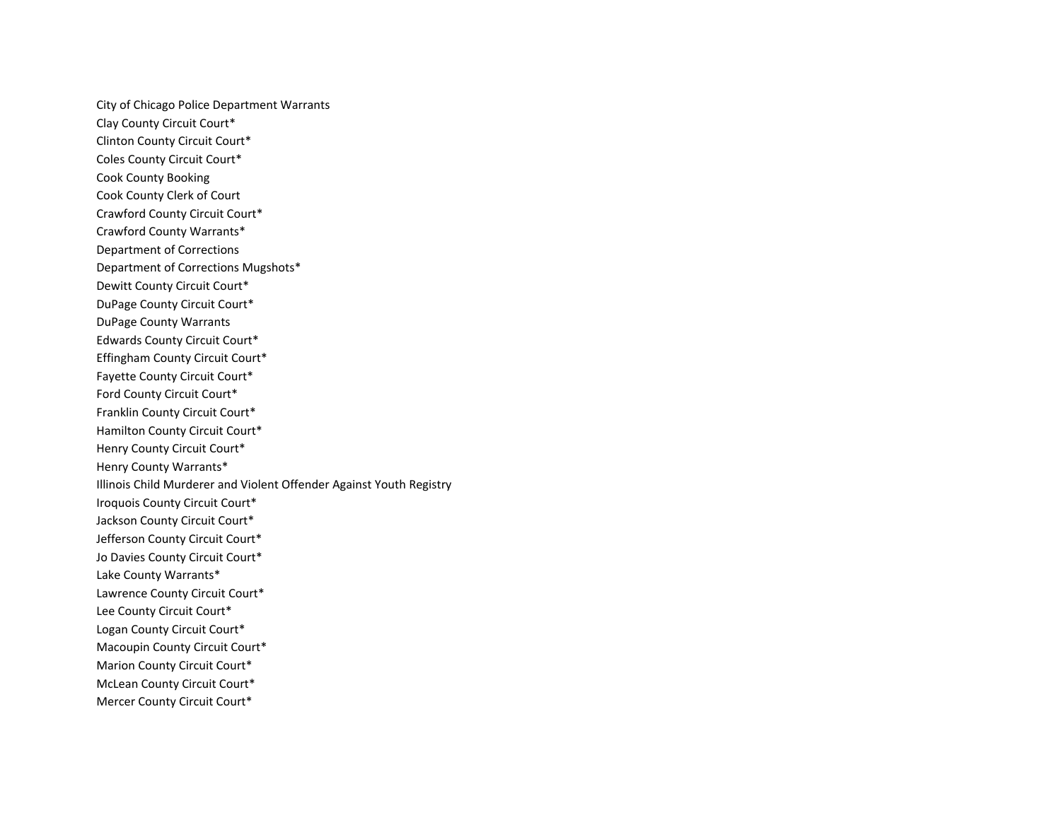City of Chicago Police Department Warrants
Clay County Circuit Court*
Clinton County Circuit Court*
Coles County Circuit Court*
Cook County Booking
Cook County Clerk of Court
Crawford County Circuit Court*
Crawford County Warrants*
Department of Corrections
Department of Corrections Mugshots*
Dewitt County Circuit Court*
DuPage County Circuit Court*
DuPage County Warrants
Edwards County Circuit Court*
Effingham County Circuit Court*
Fayette County Circuit Court*
Ford County Circuit Court*
Franklin County Circuit Court*
Hamilton County Circuit Court*
Henry County Circuit Court*
Henry County Warrants*
Illinois Child Murderer and Violent Offender Against Youth Registry
Iroquois County Circuit Court*
Jackson County Circuit Court*
Jefferson County Circuit Court*
Jo Davies County Circuit Court*
Lake County Warrants*
Lawrence County Circuit Court*
Lee County Circuit Court*
Logan County Circuit Court*
Macoupin County Circuit Court*
Marion County Circuit Court*
McLean County Circuit Court*
Mercer County Circuit Court*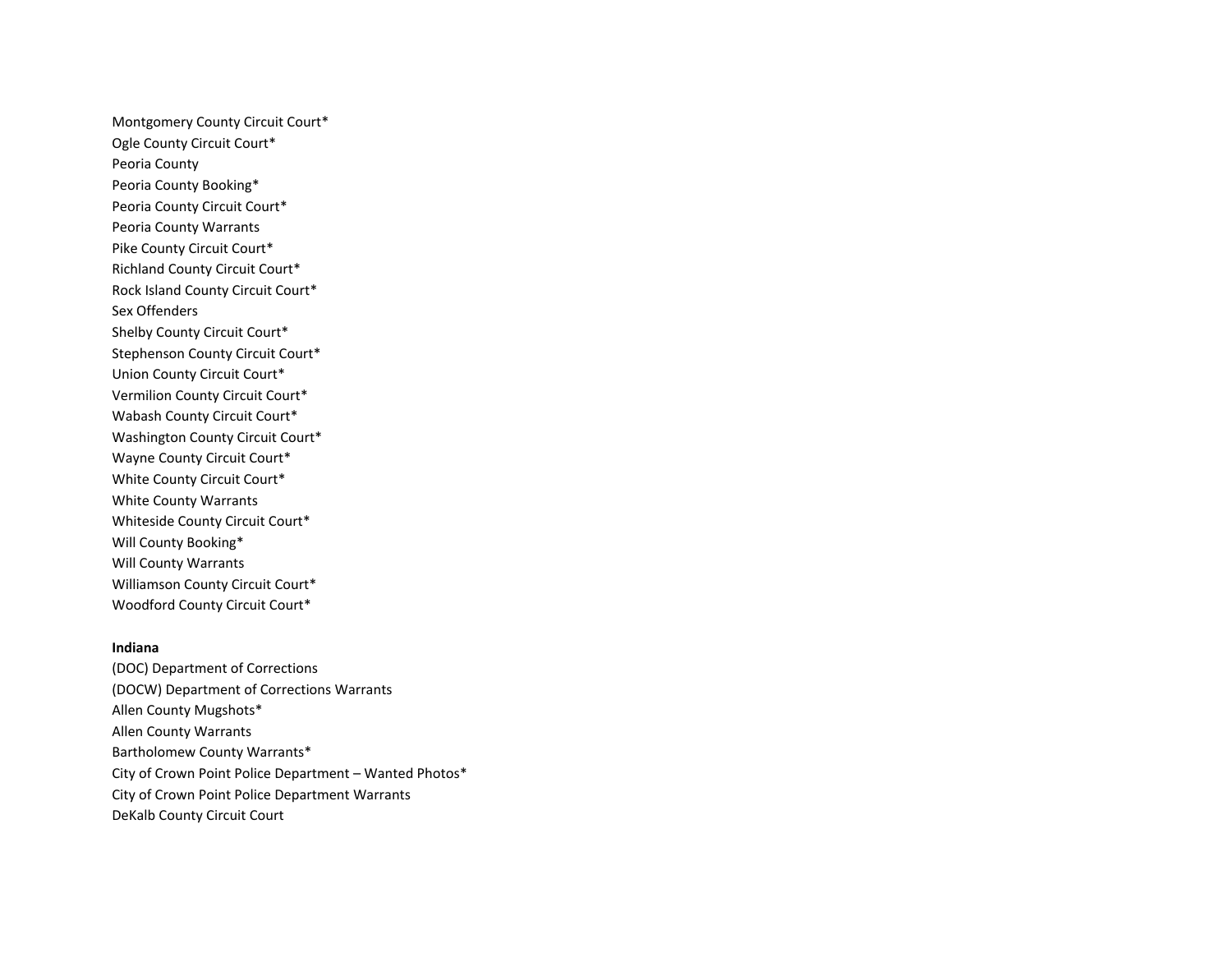Montgomery County Circuit Court*
Ogle County Circuit Court*
Peoria County
Peoria County Booking*
Peoria County Circuit Court*
Peoria County Warrants
Pike County Circuit Court*
Richland County Circuit Court*
Rock Island County Circuit Court*
Sex Offenders
Shelby County Circuit Court*
Stephenson County Circuit Court*
Union County Circuit Court*
Vermilion County Circuit Court*
Wabash County Circuit Court*
Washington County Circuit Court*
Wayne County Circuit Court*
White County Circuit Court*
White County Warrants
Whiteside County Circuit Court*
Will County Booking*
Will County Warrants
Williamson County Circuit Court*
Woodford County Circuit Court*

**Indiana**
(DOC) Department of Corrections
(DOCW) Department of Corrections Warrants
Allen County Mugshots*
Allen County Warrants
Bartholomew County Warrants*
City of Crown Point Police Department – Wanted Photos*
City of Crown Point Police Department Warrants
DeKalb County Circuit Court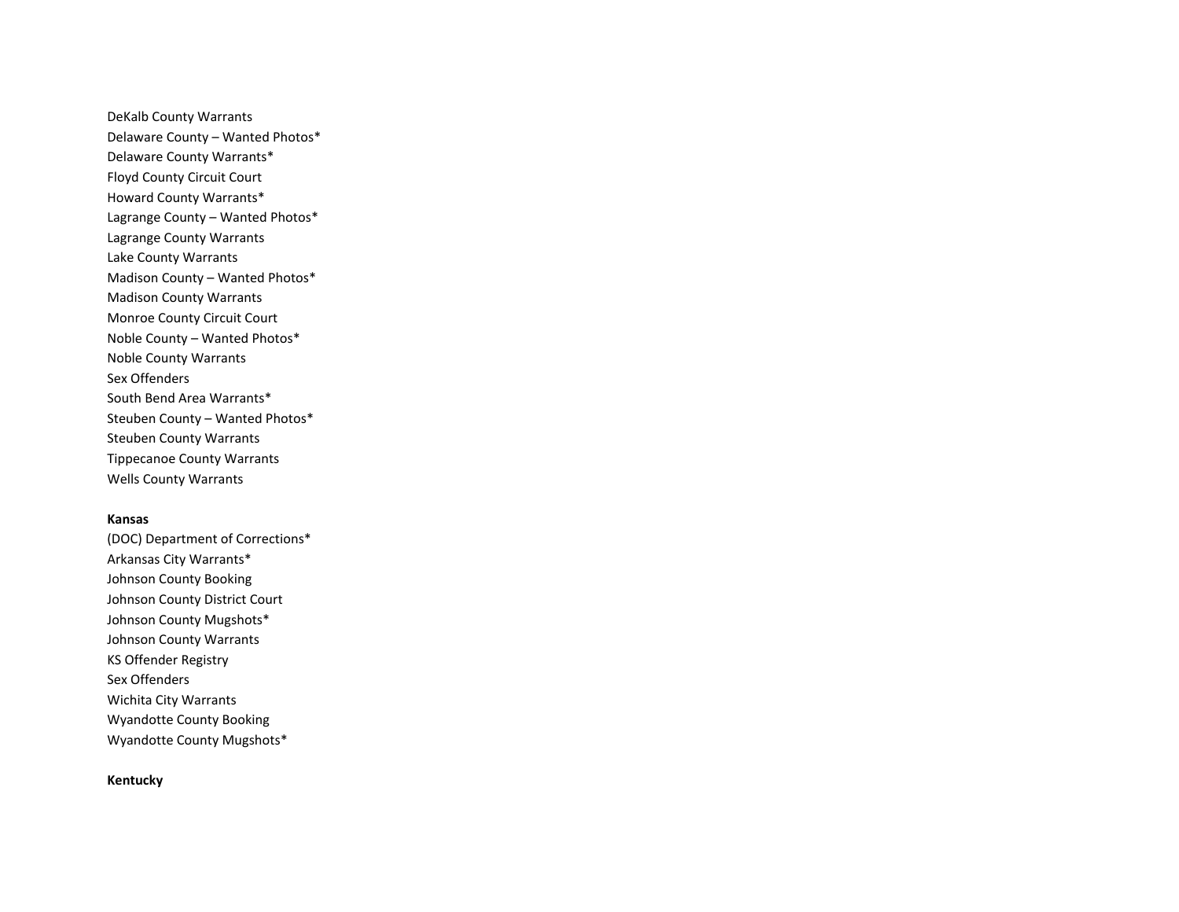DeKalb County Warrants
Delaware County – Wanted Photos*
Delaware County Warrants*
Floyd County Circuit Court
Howard County Warrants*
Lagrange County – Wanted Photos*
Lagrange County Warrants
Lake County Warrants
Madison County – Wanted Photos*
Madison County Warrants
Monroe County Circuit Court
Noble County – Wanted Photos*
Noble County Warrants
Sex Offenders
South Bend Area Warrants*
Steuben County – Wanted Photos*
Steuben County Warrants
Tippecanoe County Warrants
Wells County Warrants

**Kansas**

(DOC) Department of Corrections*
Arkansas City Warrants*
Johnson County Booking
Johnson County District Court
Johnson County Mugshots*
Johnson County Warrants
KS Offender Registry
Sex Offenders
Wichita City Warrants
Wyandotte County Booking
Wyandotte County Mugshots*

**Kentucky**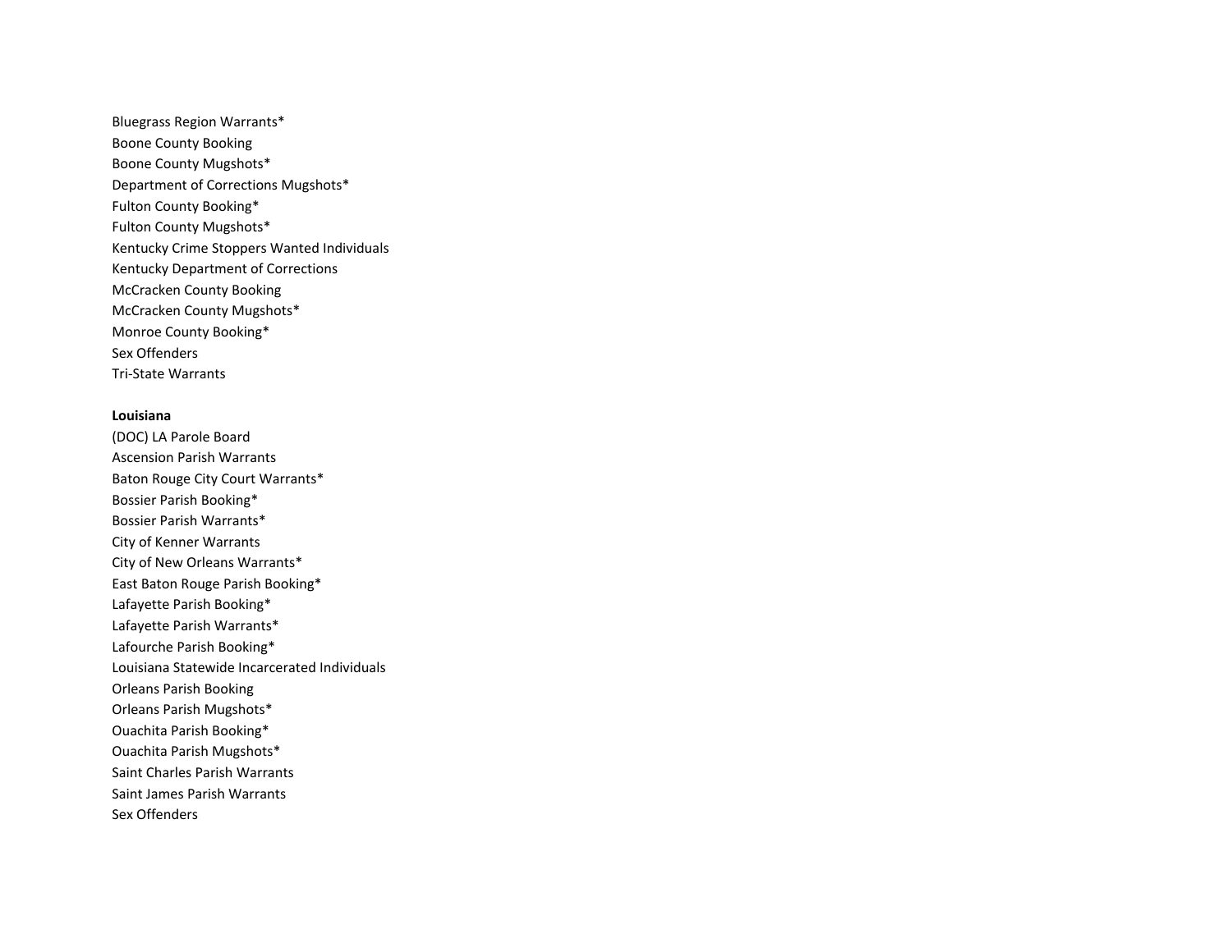Bluegrass Region Warrants*
Boone County Booking
Boone County Mugshots*
Department of Corrections Mugshots*
Fulton County Booking*
Fulton County Mugshots*
Kentucky Crime Stoppers Wanted Individuals
Kentucky Department of Corrections
McCracken County Booking
McCracken County Mugshots*
Monroe County Booking*
Sex Offenders
Tri-State Warrants

**Louisiana**
(DOC) LA Parole Board
Ascension Parish Warrants
Baton Rouge City Court Warrants*
Bossier Parish Booking*
Bossier Parish Warrants*
City of Kenner Warrants
City of New Orleans Warrants*
East Baton Rouge Parish Booking*
Lafayette Parish Booking*
Lafayette Parish Warrants*
Lafourche Parish Booking*
Louisiana Statewide Incarcerated Individuals
Orleans Parish Booking
Orleans Parish Mugshots*
Ouachita Parish Booking*
Ouachita Parish Mugshots*
Saint Charles Parish Warrants
Saint James Parish Warrants
Sex Offenders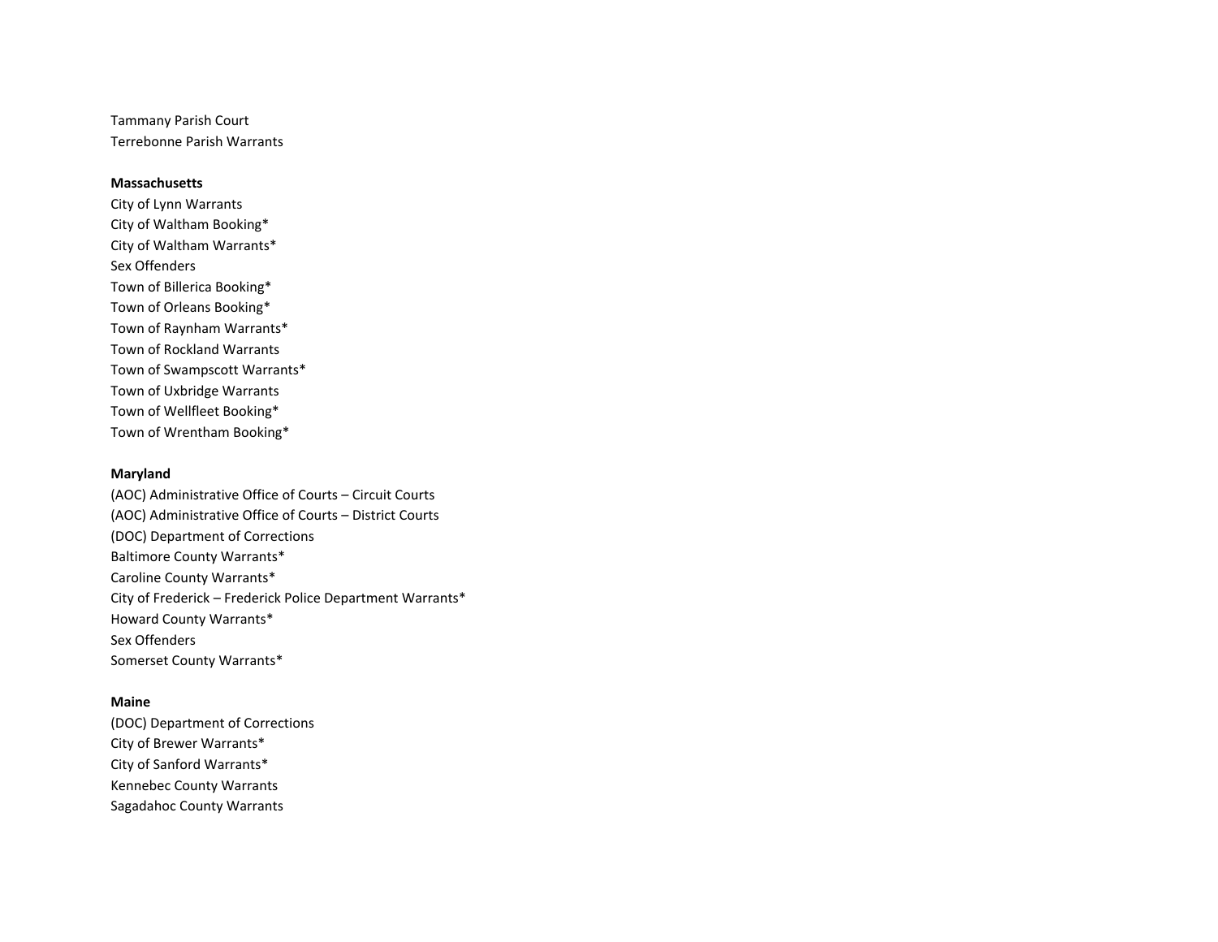Tammany Parish Court
Terrebonne Parish Warrants

**Massachusetts**

City of Lynn Warrants
City of Waltham Booking*
City of Waltham Warrants*
Sex Offenders
Town of Billerica Booking*
Town of Orleans Booking*
Town of Raynham Warrants*
Town of Rockland Warrants
Town of Swampscott Warrants*
Town of Uxbridge Warrants
Town of Wellfleet Booking*
Town of Wrentham Booking*

**Maryland**

(AOC) Administrative Office of Courts – Circuit Courts
(AOC) Administrative Office of Courts – District Courts
(DOC) Department of Corrections
Baltimore County Warrants*
Caroline County Warrants*
City of Frederick – Frederick Police Department Warrants*
Howard County Warrants*
Sex Offenders
Somerset County Warrants*

**Maine**

(DOC) Department of Corrections
City of Brewer Warrants*
City of Sanford Warrants*
Kennebec County Warrants
Sagadahoc County Warrants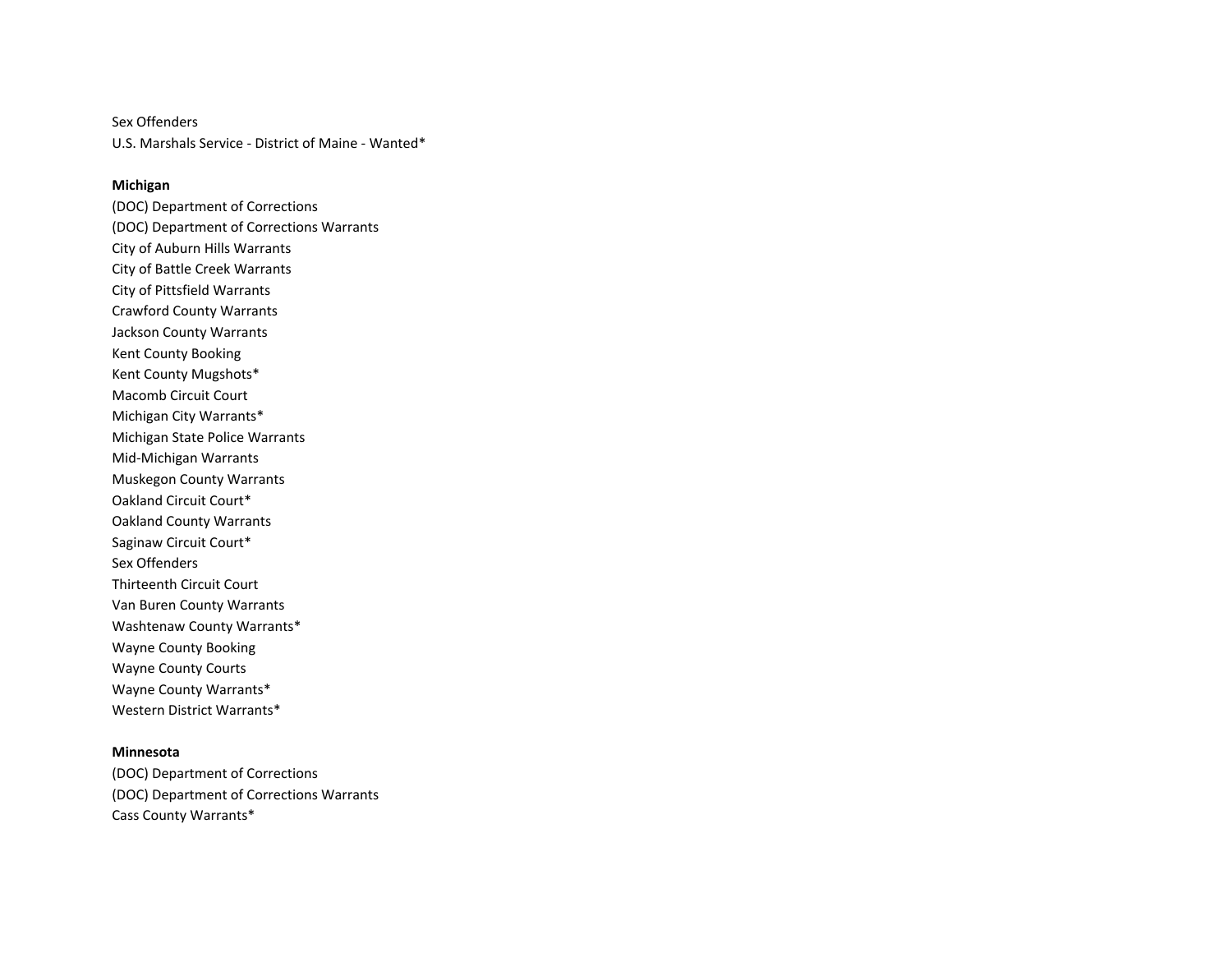Sex Offenders

U.S. Marshals Service - District of Maine - Wanted*

**Michigan**

(DOC) Department of Corrections

(DOC) Department of Corrections Warrants

City of Auburn Hills Warrants

City of Battle Creek Warrants

City of Pittsfield Warrants

Crawford County Warrants

Jackson County Warrants

Kent County Booking

Kent County Mugshots*

Macomb Circuit Court

Michigan City Warrants*

Michigan State Police Warrants

Mid-Michigan Warrants

Muskegon County Warrants

Oakland Circuit Court*

Oakland County Warrants

Saginaw Circuit Court*

Sex Offenders

Thirteenth Circuit Court

Van Buren County Warrants

Washtenaw County Warrants*

Wayne County Booking

Wayne County Courts

Wayne County Warrants*

Western District Warrants*

**Minnesota**

(DOC) Department of Corrections

(DOC) Department of Corrections Warrants

Cass County Warrants*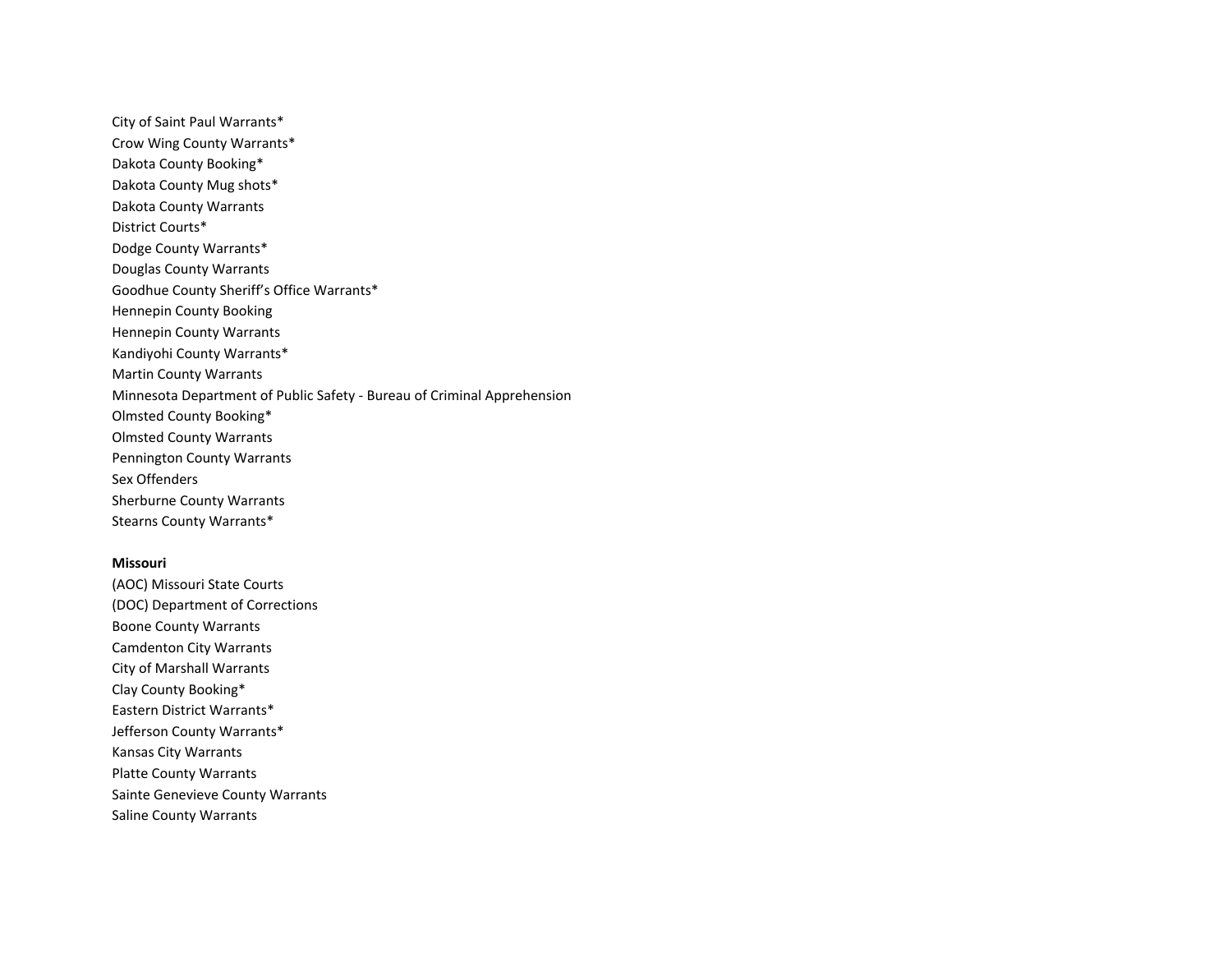City of Saint Paul Warrants*
Crow Wing County Warrants*
Dakota County Booking*
Dakota County Mug shots*
Dakota County Warrants
District Courts*
Dodge County Warrants*
Douglas County Warrants
Goodhue County Sheriff's Office Warrants*
Hennepin County Booking
Hennepin County Warrants
Kandiyohi County Warrants*
Martin County Warrants
Minnesota Department of Public Safety - Bureau of Criminal Apprehension
Olmsted County Booking*
Olmsted County Warrants
Pennington County Warrants
Sex Offenders
Sherburne County Warrants
Stearns County Warrants*

**Missouri**

(AOC) Missouri State Courts
(DOC) Department of Corrections
Boone County Warrants
Camdenton City Warrants
City of Marshall Warrants
Clay County Booking*
Eastern District Warrants*
Jefferson County Warrants*
Kansas City Warrants
Platte County Warrants
Sainte Genevieve County Warrants
Saline County Warrants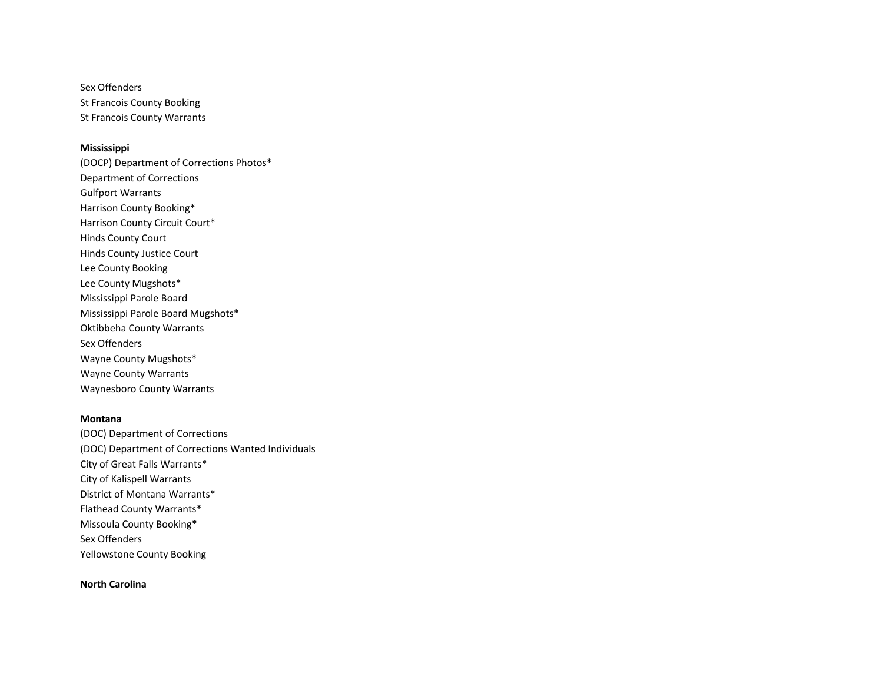Sex Offenders
St Francois County Booking
St Francois County Warrants

**Mississippi**
(DOCP) Department of Corrections Photos*
Department of Corrections
Gulfport Warrants
Harrison County Booking*
Harrison County Circuit Court*
Hinds County Court
Hinds County Justice Court
Lee County Booking
Lee County Mugshots*
Mississippi Parole Board
Mississippi Parole Board Mugshots*
Oktibbeha County Warrants
Sex Offenders
Wayne County Mugshots*
Wayne County Warrants
Waynesboro County Warrants

**Montana**
(DOC) Department of Corrections
(DOC) Department of Corrections Wanted Individuals
City of Great Falls Warrants*
City of Kalispell Warrants
District of Montana Warrants*
Flathead County Warrants*
Missoula County Booking*
Sex Offenders
Yellowstone County Booking

**North Carolina**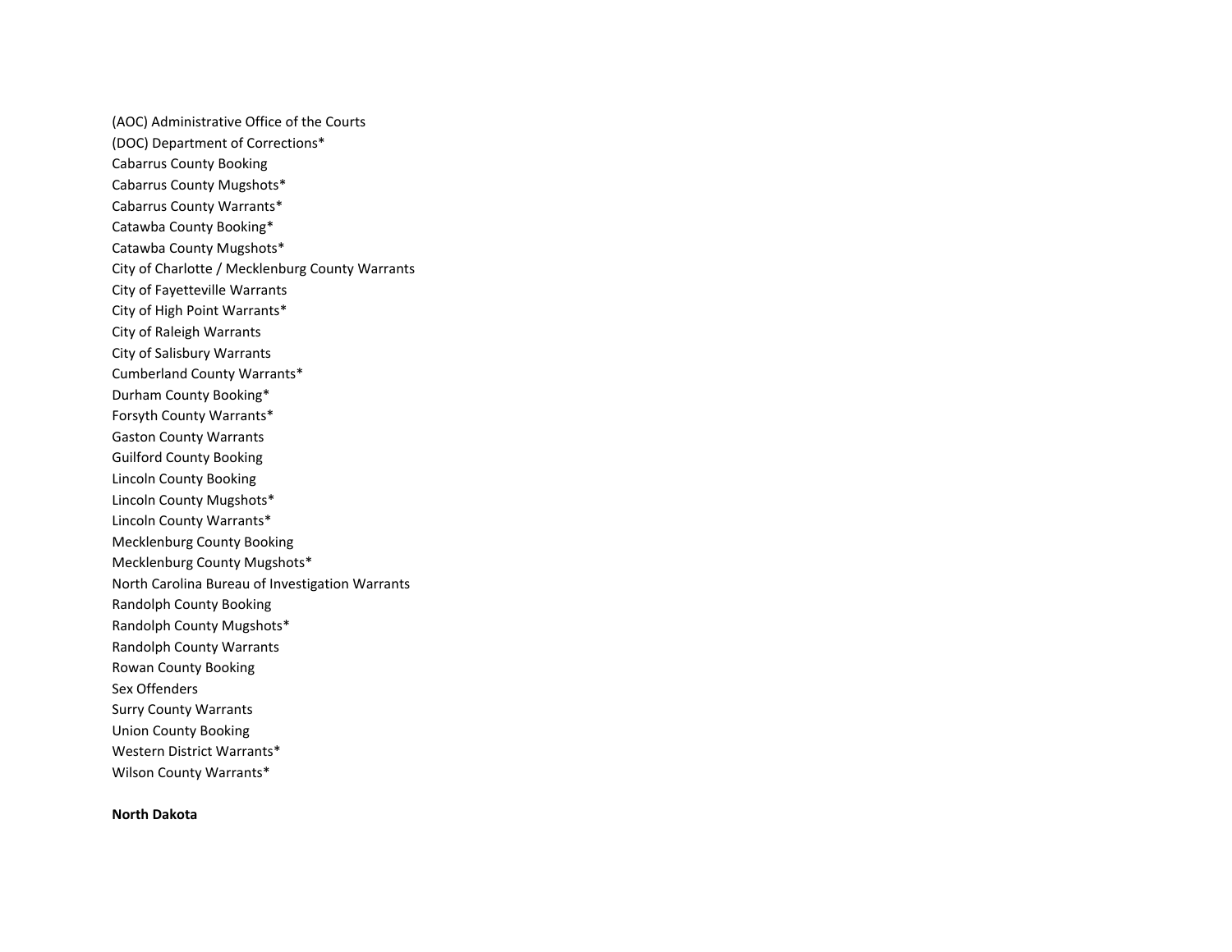(AOC) Administrative Office of the Courts
(DOC) Department of Corrections*
Cabarrus County Booking
Cabarrus County Mugshots*
Cabarrus County Warrants*
Catawba County Booking*
Catawba County Mugshots*
City of Charlotte / Mecklenburg County Warrants
City of Fayetteville Warrants
City of High Point Warrants*
City of Raleigh Warrants
City of Salisbury Warrants
Cumberland County Warrants*
Durham County Booking*
Forsyth County Warrants*
Gaston County Warrants
Guilford County Booking
Lincoln County Booking
Lincoln County Mugshots*
Lincoln County Warrants*
Mecklenburg County Booking
Mecklenburg County Mugshots*
North Carolina Bureau of Investigation Warrants
Randolph County Booking
Randolph County Mugshots*
Randolph County Warrants
Rowan County Booking
Sex Offenders
Surry County Warrants
Union County Booking
Western District Warrants*
Wilson County Warrants*

**North Dakota**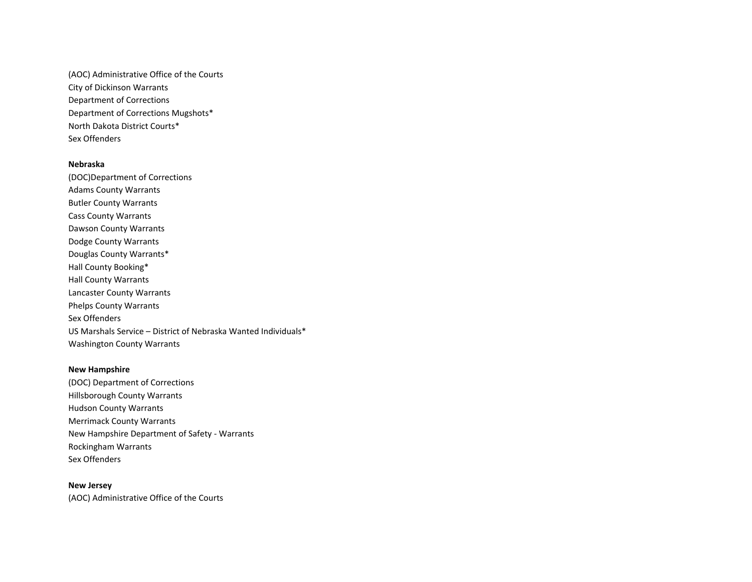(AOC) Administrative Office of the Courts
City of Dickinson Warrants
Department of Corrections
Department of Corrections Mugshots*
North Dakota District Courts*
Sex Offenders

**Nebraska**

(DOC)Department of Corrections
Adams County Warrants
Butler County Warrants
Cass County Warrants
Dawson County Warrants
Dodge County Warrants
Douglas County Warrants*
Hall County Booking*
Hall County Warrants
Lancaster County Warrants
Phelps County Warrants
Sex Offenders
US Marshals Service – District of Nebraska Wanted Individuals*
Washington County Warrants

**New Hampshire**

(DOC) Department of Corrections
Hillsborough County Warrants
Hudson County Warrants
Merrimack County Warrants
New Hampshire Department of Safety - Warrants
Rockingham Warrants
Sex Offenders

**New Jersey**

(AOC) Administrative Office of the Courts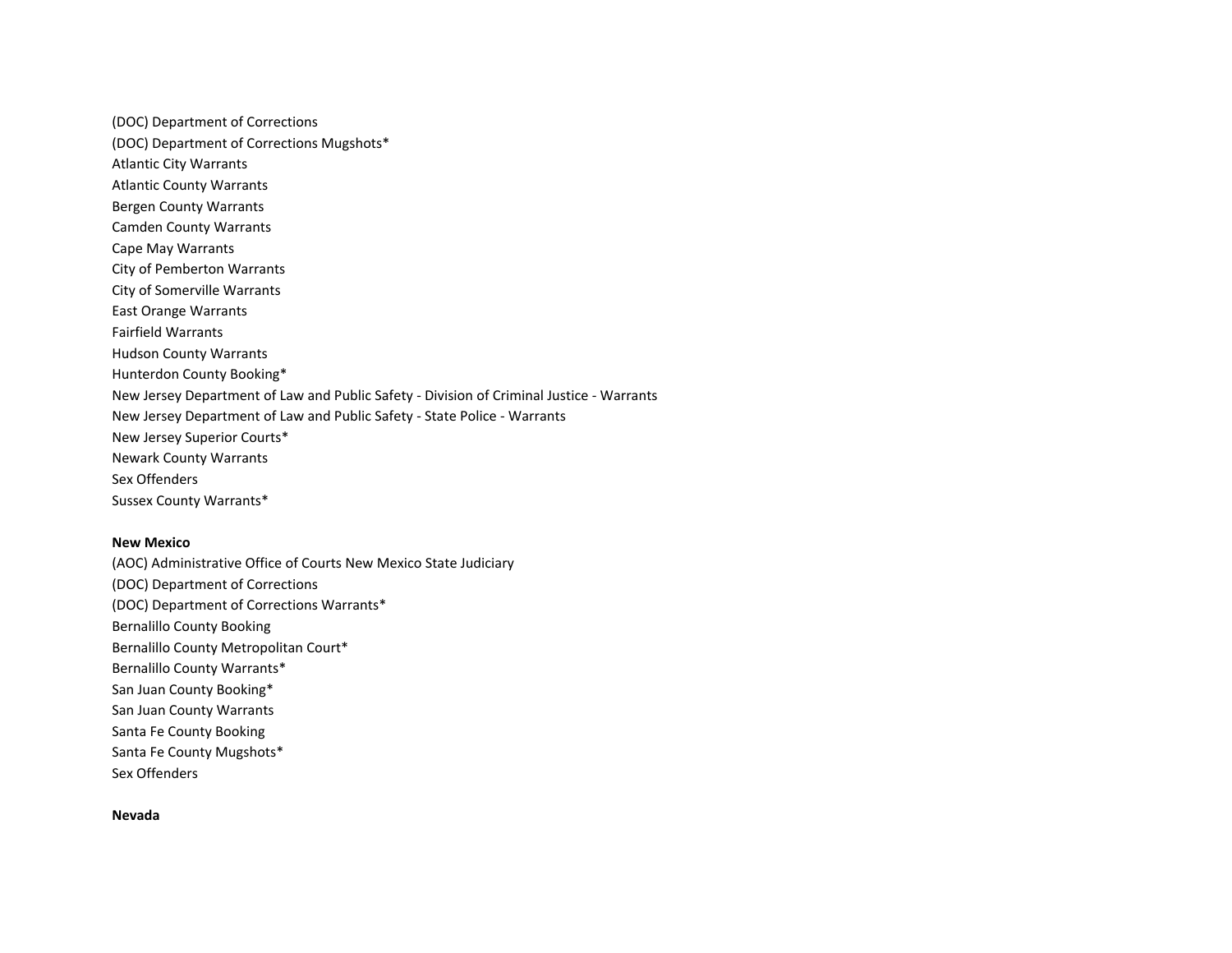(DOC) Department of Corrections
(DOC) Department of Corrections Mugshots*
Atlantic City Warrants
Atlantic County Warrants
Bergen County Warrants
Camden County Warrants
Cape May Warrants
City of Pemberton Warrants
City of Somerville Warrants
East Orange Warrants
Fairfield Warrants
Hudson County Warrants
Hunterdon County Booking*
New Jersey Department of Law and Public Safety - Division of Criminal Justice - Warrants
New Jersey Department of Law and Public Safety - State Police - Warrants
New Jersey Superior Courts*
Newark County Warrants
Sex Offenders
Sussex County Warrants*

**New Mexico**

(AOC) Administrative Office of Courts New Mexico State Judiciary
(DOC) Department of Corrections
(DOC) Department of Corrections Warrants*
Bernalillo County Booking
Bernalillo County Metropolitan Court*
Bernalillo County Warrants*
San Juan County Booking*
San Juan County Warrants
Santa Fe County Booking
Santa Fe County Mugshots*
Sex Offenders

**Nevada**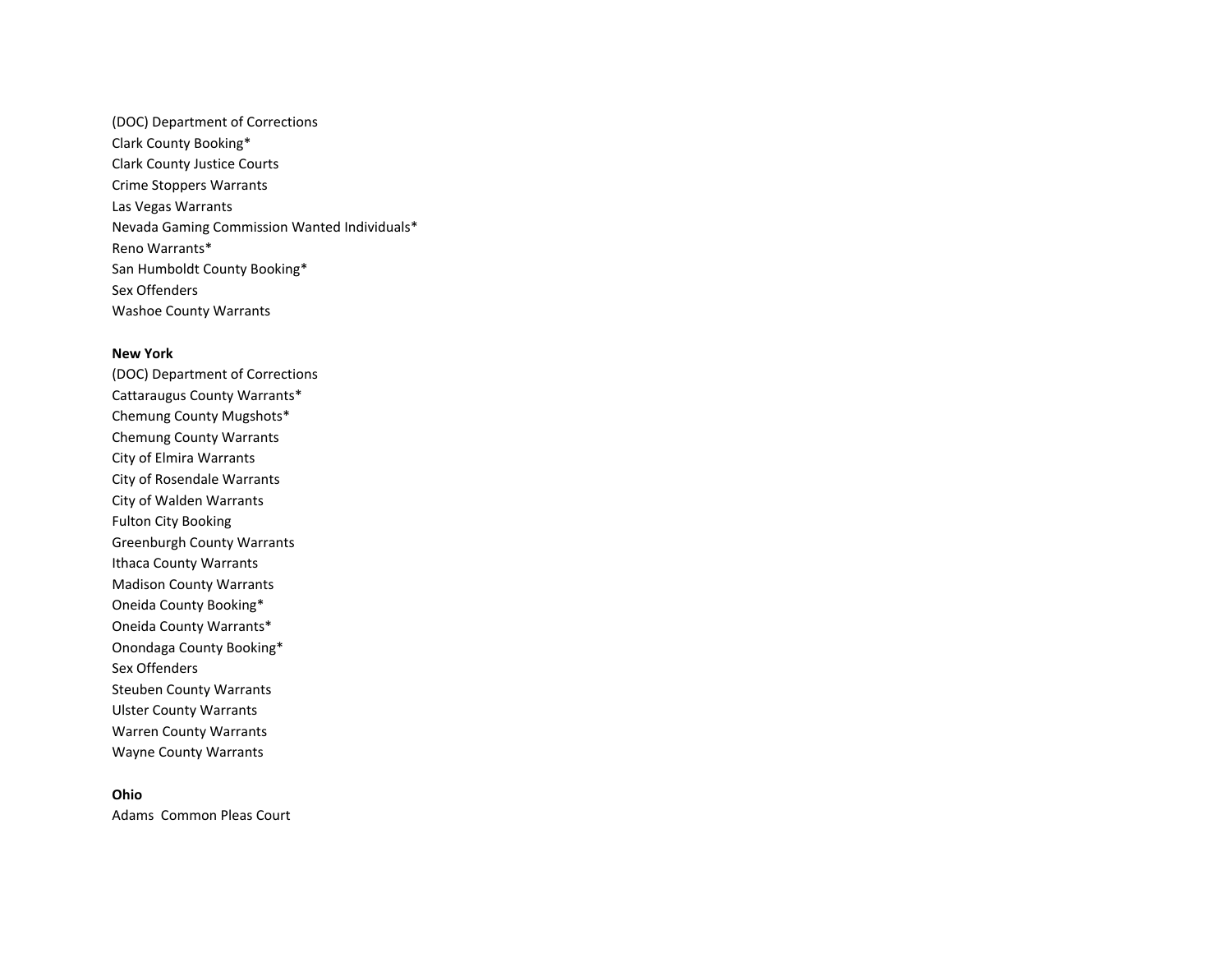(DOC) Department of Corrections
Clark County Booking*
Clark County Justice Courts
Crime Stoppers Warrants
Las Vegas Warrants
Nevada Gaming Commission Wanted Individuals*
Reno Warrants*
San Humboldt County Booking*
Sex Offenders
Washoe County Warrants

**New York**

(DOC) Department of Corrections
Cattaraugus County Warrants*
Chemung County Mugshots*
Chemung County Warrants
City of Elmira Warrants
City of Rosendale Warrants
City of Walden Warrants
Fulton City Booking
Greenburgh County Warrants
Ithaca County Warrants
Madison County Warrants
Oneida County Booking*
Oneida County Warrants*
Onondaga County Booking*
Sex Offenders
Steuben County Warrants
Ulster County Warrants
Warren County Warrants
Wayne County Warrants

**Ohio**

Adams  Common Pleas Court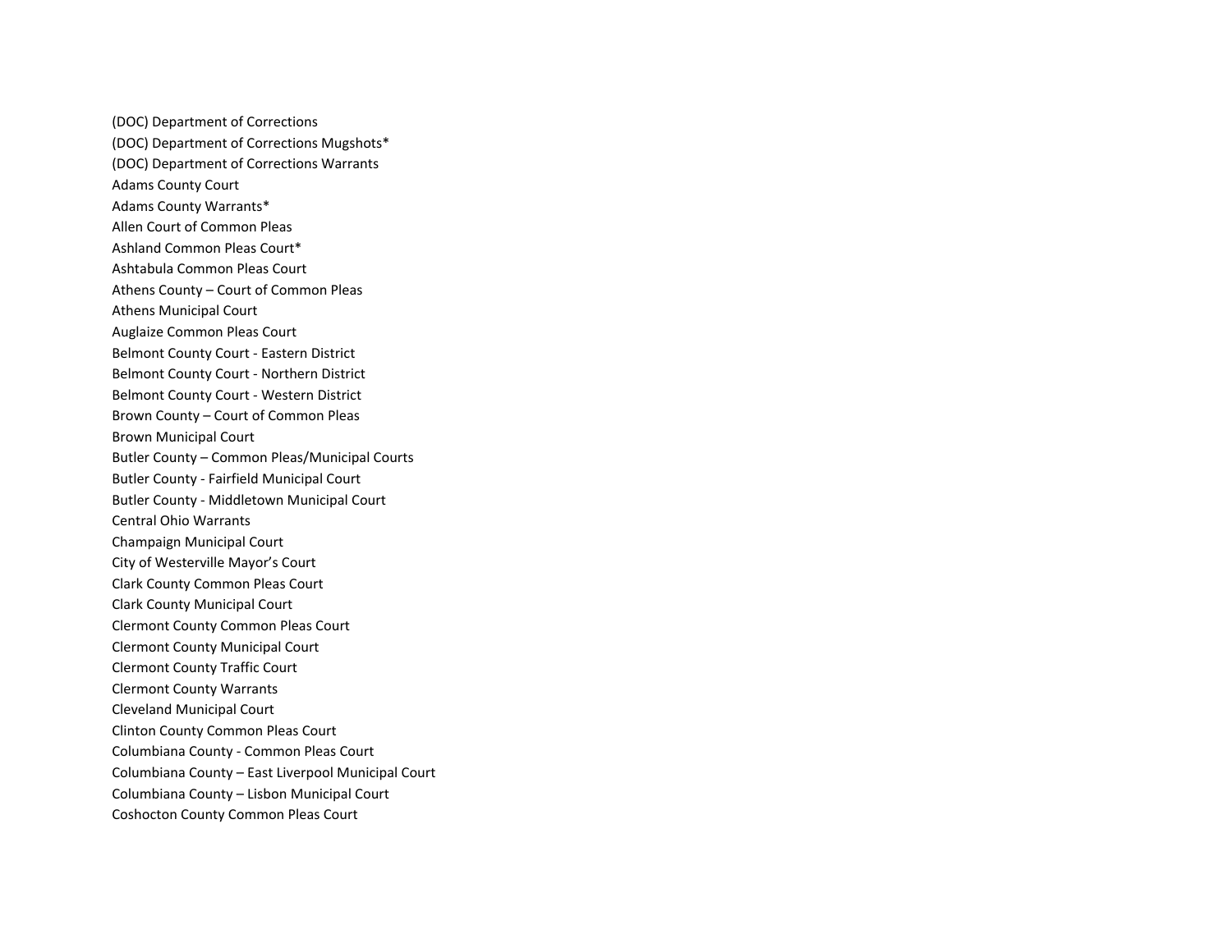(DOC) Department of Corrections
(DOC) Department of Corrections Mugshots*
(DOC) Department of Corrections Warrants
Adams County Court
Adams County Warrants*
Allen Court of Common Pleas
Ashland Common Pleas Court*
Ashtabula Common Pleas Court
Athens County – Court of Common Pleas
Athens Municipal Court
Auglaize Common Pleas Court
Belmont County Court - Eastern District
Belmont County Court - Northern District
Belmont County Court - Western District
Brown County – Court of Common Pleas
Brown Municipal Court
Butler County – Common Pleas/Municipal Courts
Butler County - Fairfield Municipal Court
Butler County - Middletown Municipal Court
Central Ohio Warrants
Champaign Municipal Court
City of Westerville Mayor's Court
Clark County Common Pleas Court
Clark County Municipal Court
Clermont County Common Pleas Court
Clermont County Municipal Court
Clermont County Traffic Court
Clermont County Warrants
Cleveland Municipal Court
Clinton County Common Pleas Court
Columbiana County - Common Pleas Court
Columbiana County – East Liverpool Municipal Court
Columbiana County – Lisbon Municipal Court
Coshocton County Common Pleas Court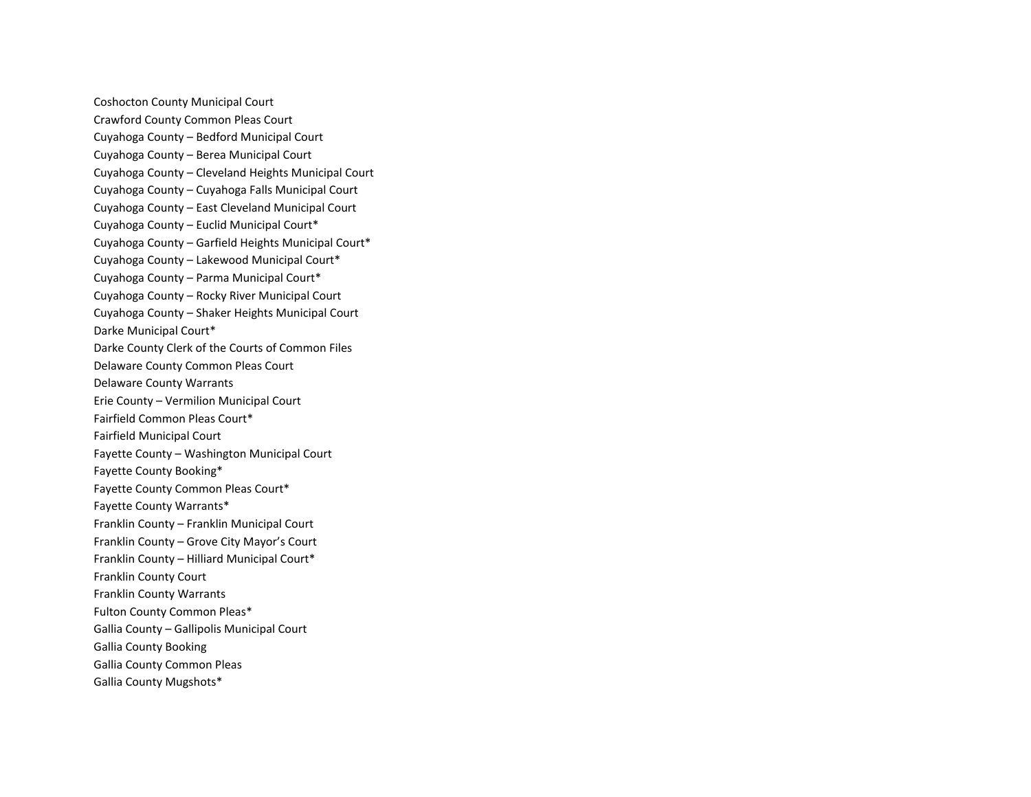Coshocton County Municipal Court
Crawford County Common Pleas Court
Cuyahoga County – Bedford Municipal Court
Cuyahoga County – Berea Municipal Court
Cuyahoga County – Cleveland Heights Municipal Court
Cuyahoga County – Cuyahoga Falls Municipal Court
Cuyahoga County – East Cleveland Municipal Court
Cuyahoga County – Euclid Municipal Court*
Cuyahoga County – Garfield Heights Municipal Court*
Cuyahoga County – Lakewood Municipal Court*
Cuyahoga County – Parma Municipal Court*
Cuyahoga County – Rocky River Municipal Court
Cuyahoga County – Shaker Heights Municipal Court
Darke Municipal Court*
Darke County Clerk of the Courts of Common Files
Delaware County Common Pleas Court
Delaware County Warrants
Erie County – Vermilion Municipal Court
Fairfield Common Pleas Court*
Fairfield Municipal Court
Fayette County – Washington Municipal Court
Fayette County Booking*
Fayette County Common Pleas Court*
Fayette County Warrants*
Franklin County – Franklin Municipal Court
Franklin County – Grove City Mayor's Court
Franklin County – Hilliard Municipal Court*
Franklin County Court
Franklin County Warrants
Fulton County Common Pleas*
Gallia County – Gallipolis Municipal Court
Gallia County Booking
Gallia County Common Pleas
Gallia County Mugshots*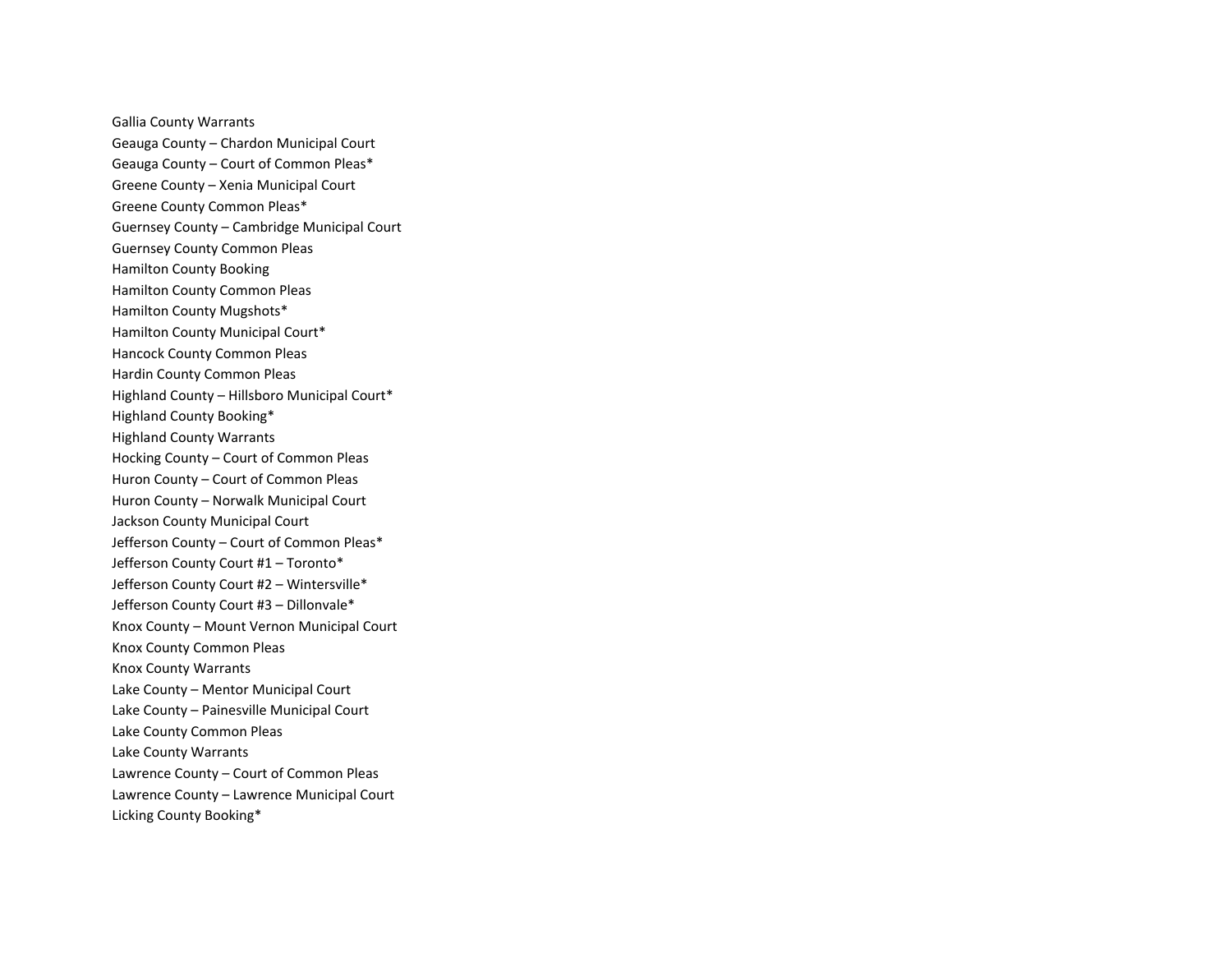Gallia County Warrants
Geauga County – Chardon Municipal Court
Geauga County – Court of Common Pleas*
Greene County – Xenia Municipal Court
Greene County Common Pleas*
Guernsey County – Cambridge Municipal Court
Guernsey County Common Pleas
Hamilton County Booking
Hamilton County Common Pleas
Hamilton County Mugshots*
Hamilton County Municipal Court*
Hancock County Common Pleas
Hardin County Common Pleas
Highland County – Hillsboro Municipal Court*
Highland County Booking*
Highland County Warrants
Hocking County – Court of Common Pleas
Huron County – Court of Common Pleas
Huron County – Norwalk Municipal Court
Jackson County Municipal Court
Jefferson County – Court of Common Pleas*
Jefferson County Court #1 – Toronto*
Jefferson County Court #2 – Wintersville*
Jefferson County Court #3 – Dillonvale*
Knox County – Mount Vernon Municipal Court
Knox County Common Pleas
Knox County Warrants
Lake County – Mentor Municipal Court
Lake County – Painesville Municipal Court
Lake County Common Pleas
Lake County Warrants
Lawrence County – Court of Common Pleas
Lawrence County – Lawrence Municipal Court
Licking County Booking*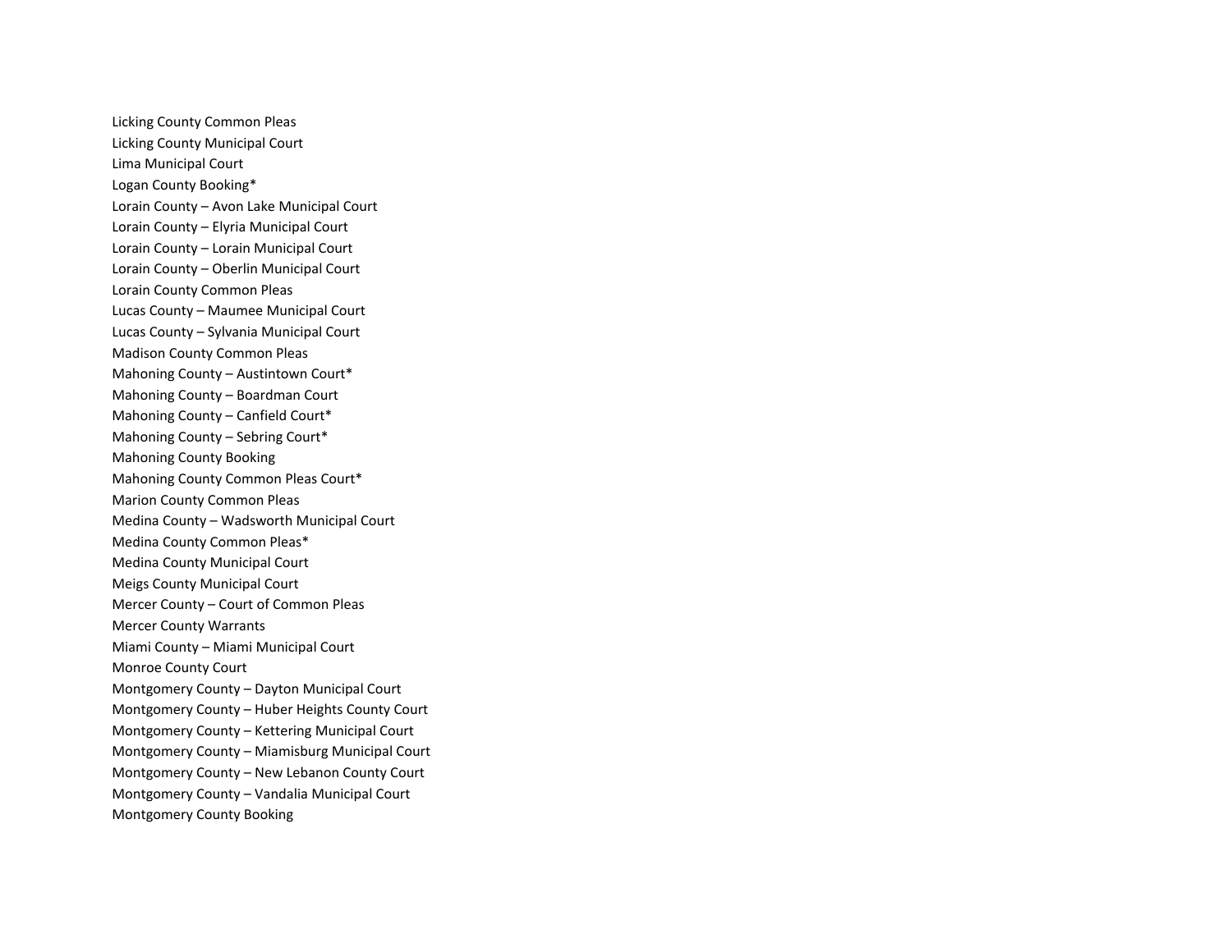Licking County Common Pleas
Licking County Municipal Court
Lima Municipal Court
Logan County Booking*
Lorain County – Avon Lake Municipal Court
Lorain County – Elyria Municipal Court
Lorain County – Lorain Municipal Court
Lorain County – Oberlin Municipal Court
Lorain County Common Pleas
Lucas County – Maumee Municipal Court
Lucas County – Sylvania Municipal Court
Madison County Common Pleas
Mahoning County – Austintown Court*
Mahoning County – Boardman Court
Mahoning County – Canfield Court*
Mahoning County – Sebring Court*
Mahoning County Booking
Mahoning County Common Pleas Court*
Marion County Common Pleas
Medina County – Wadsworth Municipal Court
Medina County Common Pleas*
Medina County Municipal Court
Meigs County Municipal Court
Mercer County – Court of Common Pleas
Mercer County Warrants
Miami County – Miami Municipal Court
Monroe County Court
Montgomery County – Dayton Municipal Court
Montgomery County – Huber Heights County Court
Montgomery County – Kettering Municipal Court
Montgomery County – Miamisburg Municipal Court
Montgomery County – New Lebanon County Court
Montgomery County – Vandalia Municipal Court
Montgomery County Booking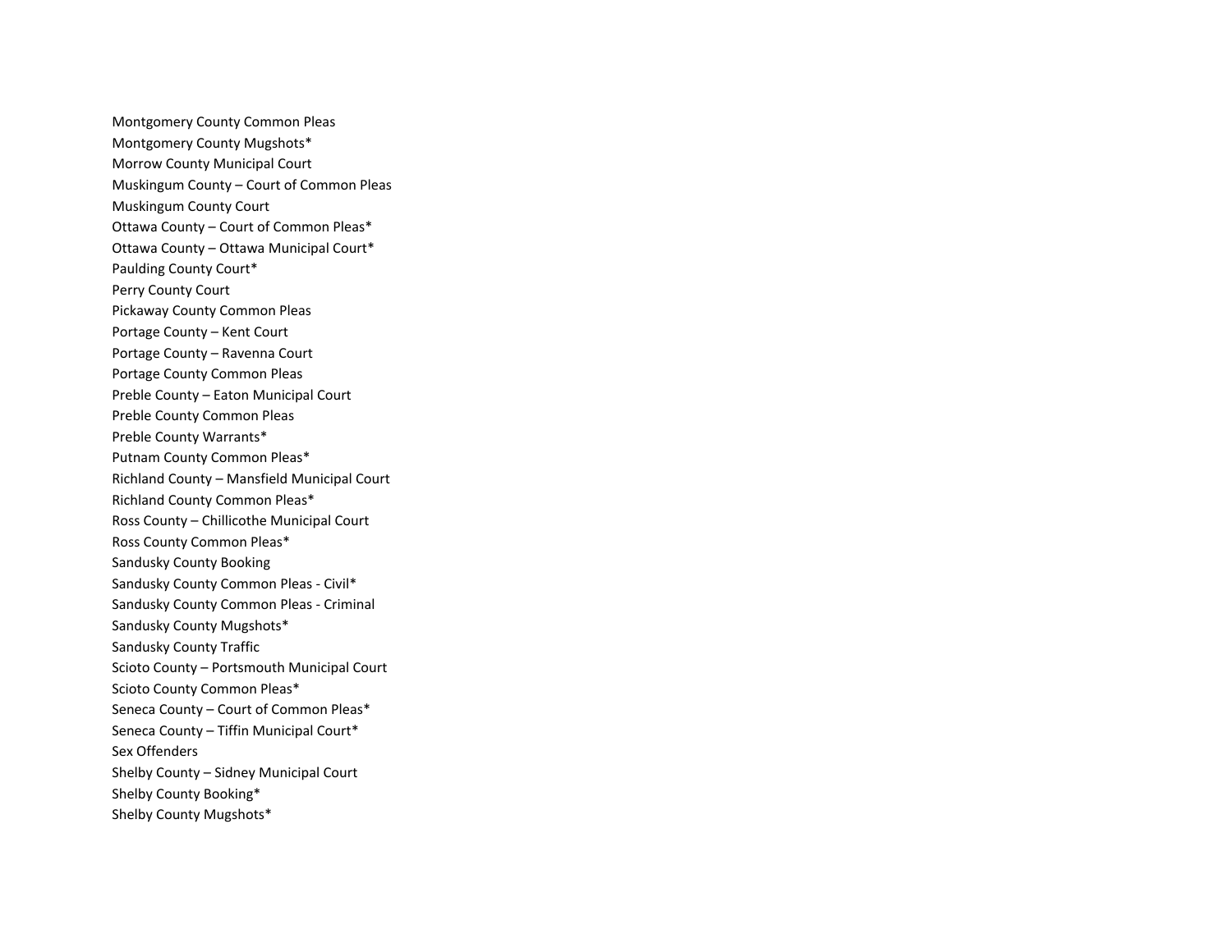Montgomery County Common Pleas
Montgomery County Mugshots*
Morrow County Municipal Court
Muskingum County – Court of Common Pleas
Muskingum County Court
Ottawa County – Court of Common Pleas*
Ottawa County – Ottawa Municipal Court*
Paulding County Court*
Perry County Court
Pickaway County Common Pleas
Portage County – Kent Court
Portage County – Ravenna Court
Portage County Common Pleas
Preble County – Eaton Municipal Court
Preble County Common Pleas
Preble County Warrants*
Putnam County Common Pleas*
Richland County – Mansfield Municipal Court
Richland County Common Pleas*
Ross County – Chillicothe Municipal Court
Ross County Common Pleas*
Sandusky County Booking
Sandusky County Common Pleas - Civil*
Sandusky County Common Pleas - Criminal
Sandusky County Mugshots*
Sandusky County Traffic
Scioto County – Portsmouth Municipal Court
Scioto County Common Pleas*
Seneca County – Court of Common Pleas*
Seneca County – Tiffin Municipal Court*
Sex Offenders
Shelby County – Sidney Municipal Court
Shelby County Booking*
Shelby County Mugshots*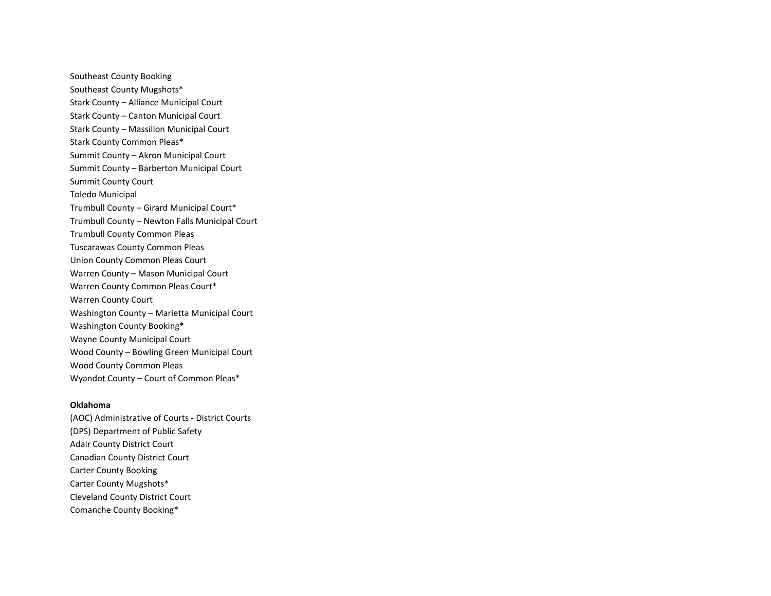Southeast County Booking
Southeast County Mugshots*
Stark County – Alliance Municipal Court
Stark County – Canton Municipal Court
Stark County – Massillon Municipal Court
Stark County Common Pleas*
Summit County – Akron Municipal Court
Summit County – Barberton Municipal Court
Summit County Court
Toledo Municipal
Trumbull County – Girard Municipal Court*
Trumbull County – Newton Falls Municipal Court
Trumbull County Common Pleas
Tuscarawas County Common Pleas
Union County Common Pleas Court
Warren County – Mason Municipal Court
Warren County Common Pleas Court*
Warren County Court
Washington County – Marietta Municipal Court
Washington County Booking*
Wayne County Municipal Court
Wood County – Bowling Green Municipal Court
Wood County Common Pleas
Wyandot County – Court of Common Pleas*

**Oklahoma**

(AOC) Administrative of Courts - District Courts
(DPS) Department of Public Safety
Adair County District Court
Canadian County District Court
Carter County Booking
Carter County Mugshots*
Cleveland County District Court
Comanche County Booking*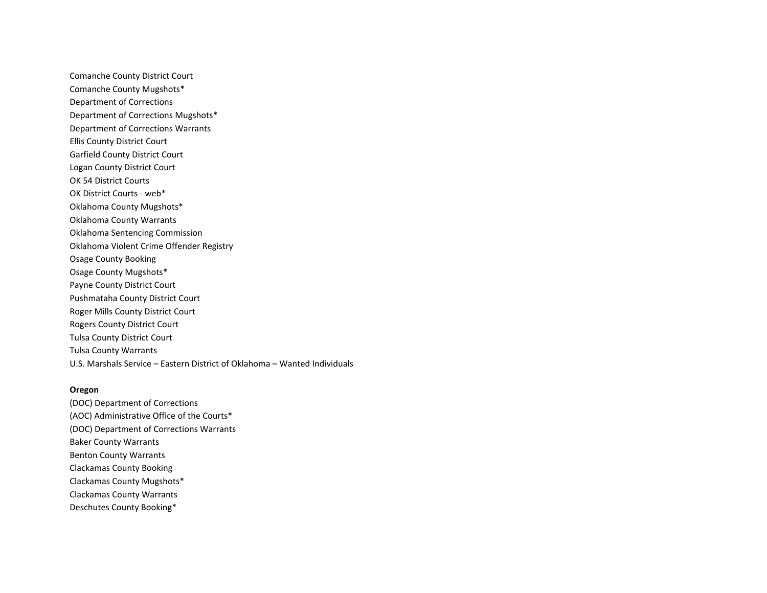Comanche County District Court
Comanche County Mugshots*
Department of Corrections
Department of Corrections Mugshots*
Department of Corrections Warrants
Ellis County District Court
Garfield County District Court
Logan County District Court
OK 54 District Courts
OK District Courts - web*
Oklahoma County Mugshots*
Oklahoma County Warrants
Oklahoma Sentencing Commission
Oklahoma Violent Crime Offender Registry
Osage County Booking
Osage County Mugshots*
Payne County District Court
Pushmataha County District Court
Roger Mills County District Court
Rogers County District Court
Tulsa County District Court
Tulsa County Warrants
U.S. Marshals Service – Eastern District of Oklahoma – Wanted Individuals

**Oregon**

(DOC) Department of Corrections
(AOC) Administrative Office of the Courts*
(DOC) Department of Corrections Warrants
Baker County Warrants
Benton County Warrants
Clackamas County Booking
Clackamas County Mugshots*
Clackamas County Warrants
Deschutes County Booking*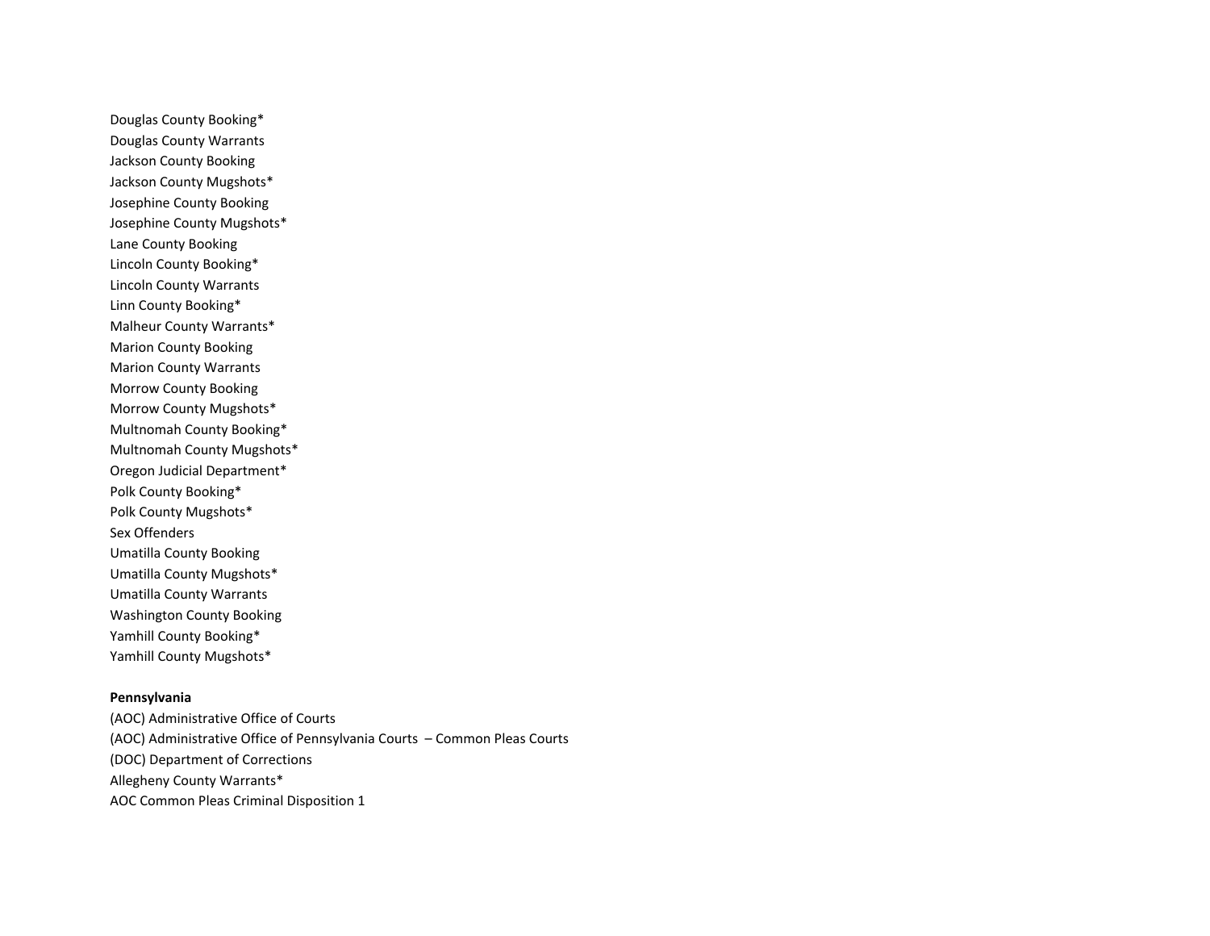Douglas County Booking*
Douglas County Warrants
Jackson County Booking
Jackson County Mugshots*
Josephine County Booking
Josephine County Mugshots*
Lane County Booking
Lincoln County Booking*
Lincoln County Warrants
Linn County Booking*
Malheur County Warrants*
Marion County Booking
Marion County Warrants
Morrow County Booking
Morrow County Mugshots*
Multnomah County Booking*
Multnomah County Mugshots*
Oregon Judicial Department*
Polk County Booking*
Polk County Mugshots*
Sex Offenders
Umatilla County Booking
Umatilla County Mugshots*
Umatilla County Warrants
Washington County Booking
Yamhill County Booking*
Yamhill County Mugshots*

**Pennsylvania**

(AOC) Administrative Office of Courts
(AOC) Administrative Office of Pennsylvania Courts – Common Pleas Courts
(DOC) Department of Corrections
Allegheny County Warrants*
AOC Common Pleas Criminal Disposition 1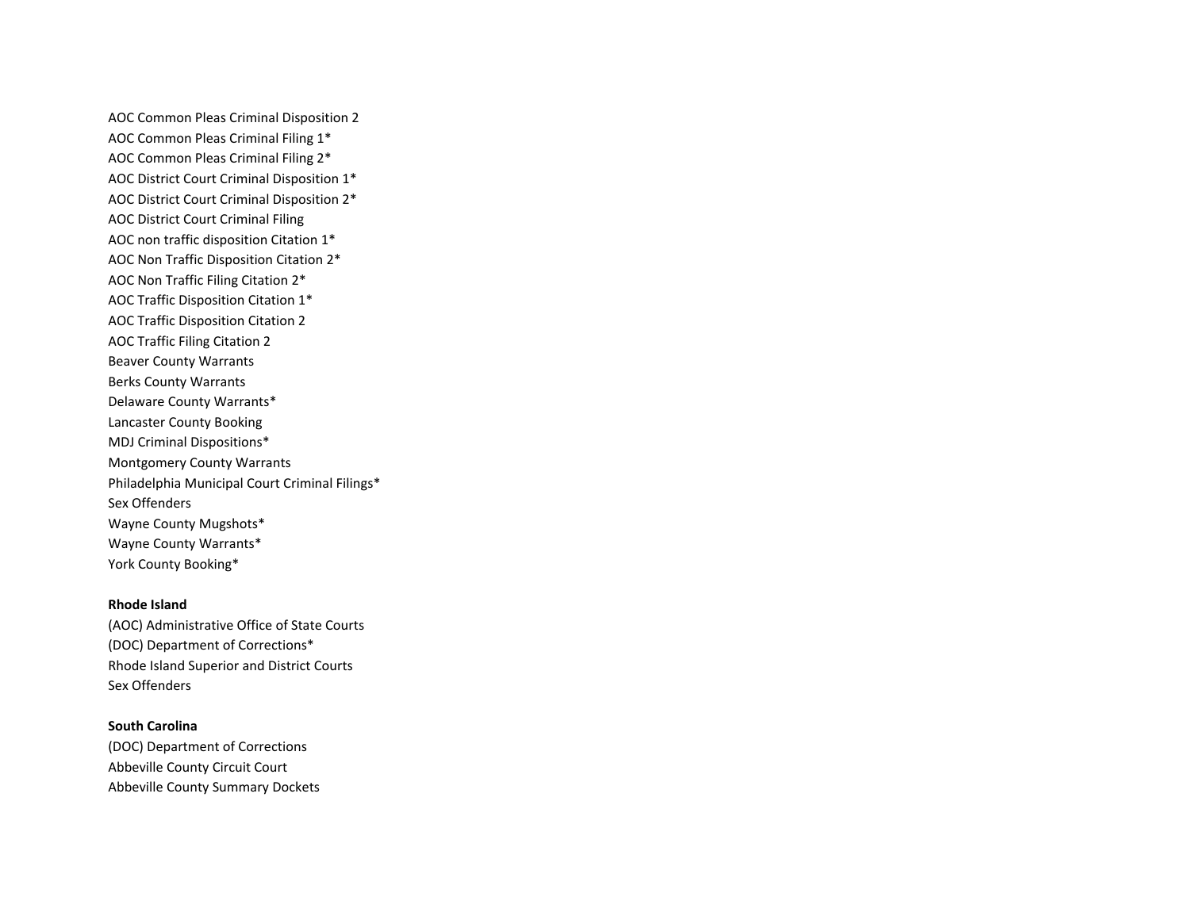AOC Common Pleas Criminal Disposition 2
AOC Common Pleas Criminal Filing 1*
AOC Common Pleas Criminal Filing 2*
AOC District Court Criminal Disposition 1*
AOC District Court Criminal Disposition 2*
AOC District Court Criminal Filing
AOC non traffic disposition Citation 1*
AOC Non Traffic Disposition Citation 2*
AOC Non Traffic Filing Citation 2*
AOC Traffic Disposition Citation 1*
AOC Traffic Disposition Citation 2
AOC Traffic Filing Citation 2
Beaver County Warrants
Berks County Warrants
Delaware County Warrants*
Lancaster County Booking
MDJ Criminal Dispositions*
Montgomery County Warrants
Philadelphia Municipal Court Criminal Filings*
Sex Offenders
Wayne County Mugshots*
Wayne County Warrants*
York County Booking*

**Rhode Island**
(AOC) Administrative Office of State Courts
(DOC) Department of Corrections*
Rhode Island Superior and District Courts
Sex Offenders

**South Carolina**
(DOC) Department of Corrections
Abbeville County Circuit Court
Abbeville County Summary Dockets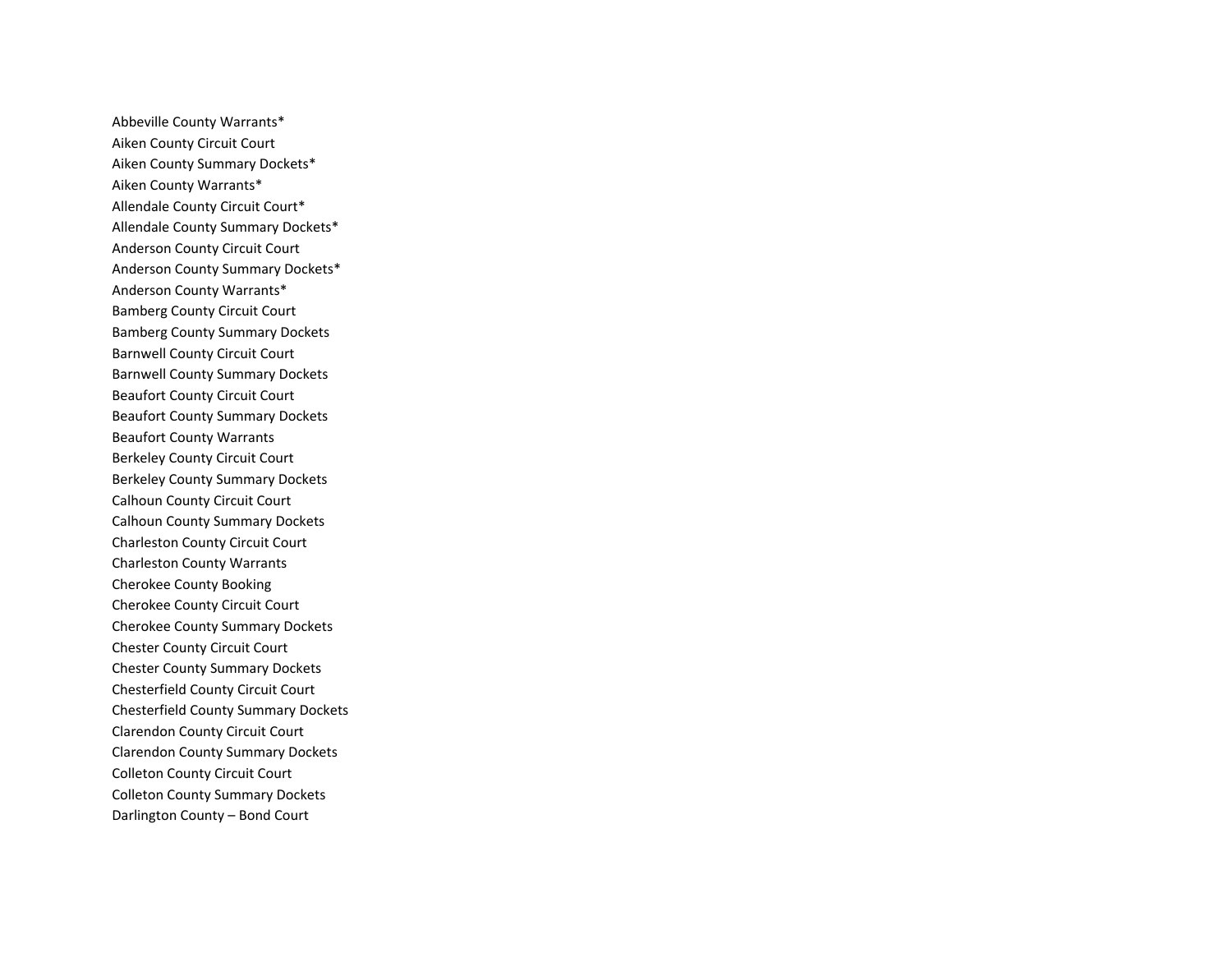Abbeville County Warrants*
Aiken County Circuit Court
Aiken County Summary Dockets*
Aiken County Warrants*
Allendale County Circuit Court*
Allendale County Summary Dockets*
Anderson County Circuit Court
Anderson County Summary Dockets*
Anderson County Warrants*
Bamberg County Circuit Court
Bamberg County Summary Dockets
Barnwell County Circuit Court
Barnwell County Summary Dockets
Beaufort County Circuit Court
Beaufort County Summary Dockets
Beaufort County Warrants
Berkeley County Circuit Court
Berkeley County Summary Dockets
Calhoun County Circuit Court
Calhoun County Summary Dockets
Charleston County Circuit Court
Charleston County Warrants
Cherokee County Booking
Cherokee County Circuit Court
Cherokee County Summary Dockets
Chester County Circuit Court
Chester County Summary Dockets
Chesterfield County Circuit Court
Chesterfield County Summary Dockets
Clarendon County Circuit Court
Clarendon County Summary Dockets
Colleton County Circuit Court
Colleton County Summary Dockets
Darlington County – Bond Court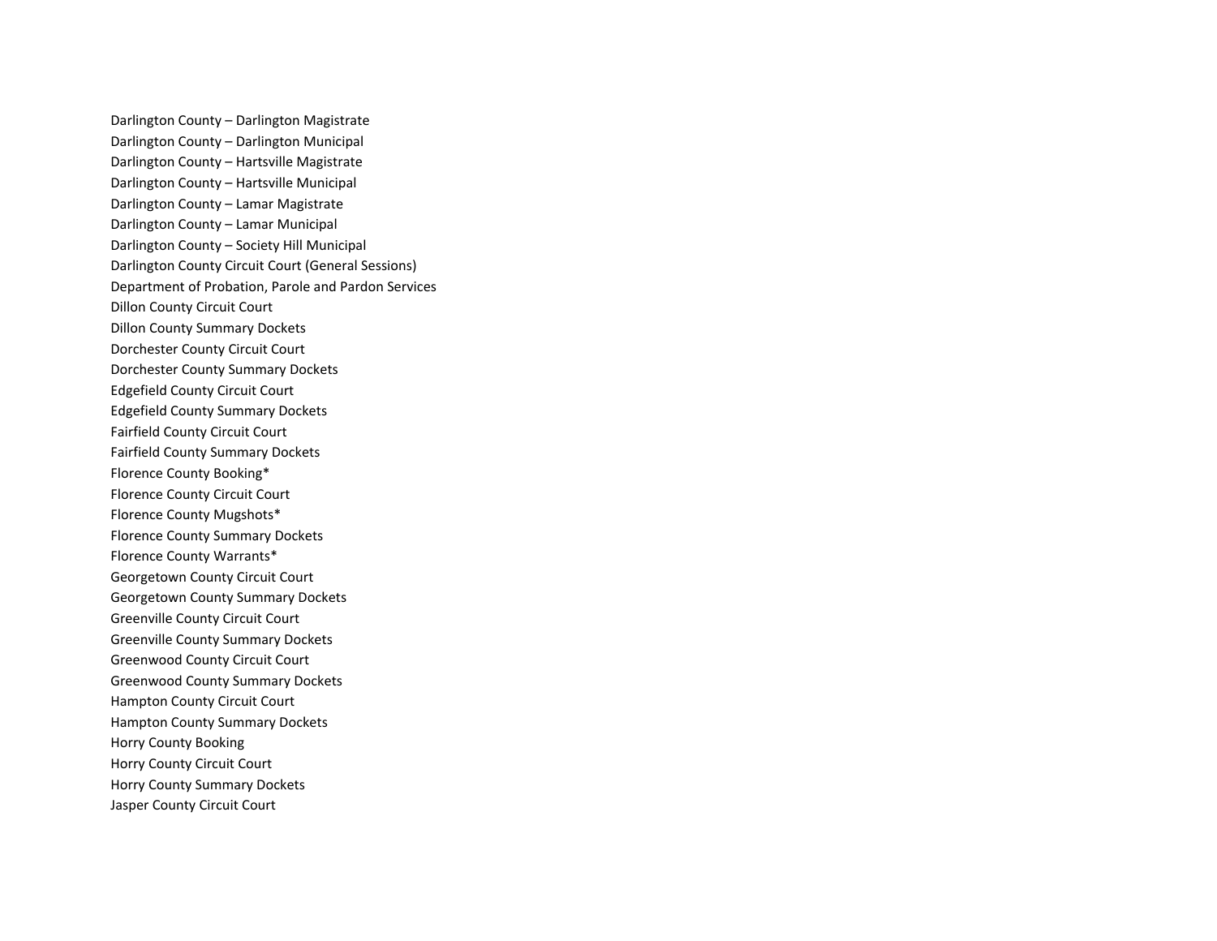Darlington County – Darlington Magistrate
Darlington County – Darlington Municipal
Darlington County – Hartsville Magistrate
Darlington County – Hartsville Municipal
Darlington County – Lamar Magistrate
Darlington County – Lamar Municipal
Darlington County – Society Hill Municipal
Darlington County Circuit Court (General Sessions)
Department of Probation, Parole and Pardon Services
Dillon County Circuit Court
Dillon County Summary Dockets
Dorchester County Circuit Court
Dorchester County Summary Dockets
Edgefield County Circuit Court
Edgefield County Summary Dockets
Fairfield County Circuit Court
Fairfield County Summary Dockets
Florence County Booking*
Florence County Circuit Court
Florence County Mugshots*
Florence County Summary Dockets
Florence County Warrants*
Georgetown County Circuit Court
Georgetown County Summary Dockets
Greenville County Circuit Court
Greenville County Summary Dockets
Greenwood County Circuit Court
Greenwood County Summary Dockets
Hampton County Circuit Court
Hampton County Summary Dockets
Horry County Booking
Horry County Circuit Court
Horry County Summary Dockets
Jasper County Circuit Court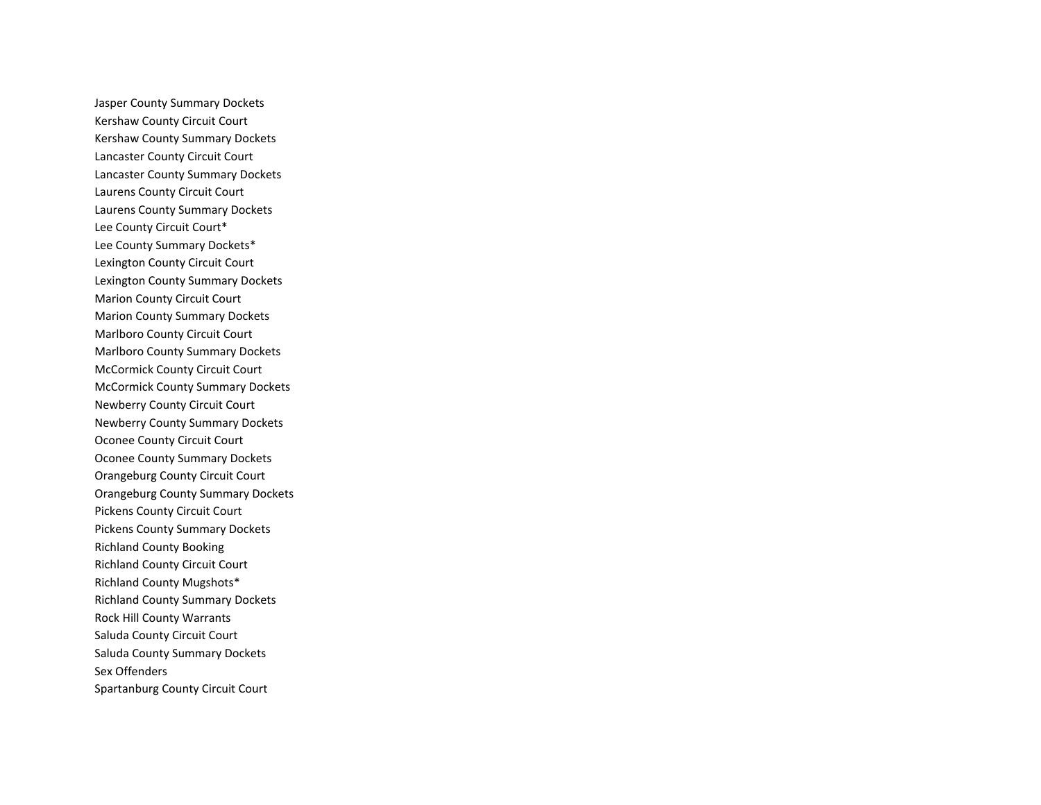Jasper County Summary Dockets
Kershaw County Circuit Court
Kershaw County Summary Dockets
Lancaster County Circuit Court
Lancaster County Summary Dockets
Laurens County Circuit Court
Laurens County Summary Dockets
Lee County Circuit Court*
Lee County Summary Dockets*
Lexington County Circuit Court
Lexington County Summary Dockets
Marion County Circuit Court
Marion County Summary Dockets
Marlboro County Circuit Court
Marlboro County Summary Dockets
McCormick County Circuit Court
McCormick County Summary Dockets
Newberry County Circuit Court
Newberry County Summary Dockets
Oconee County Circuit Court
Oconee County Summary Dockets
Orangeburg County Circuit Court
Orangeburg County Summary Dockets
Pickens County Circuit Court
Pickens County Summary Dockets
Richland County Booking
Richland County Circuit Court
Richland County Mugshots*
Richland County Summary Dockets
Rock Hill County Warrants
Saluda County Circuit Court
Saluda County Summary Dockets
Sex Offenders
Spartanburg County Circuit Court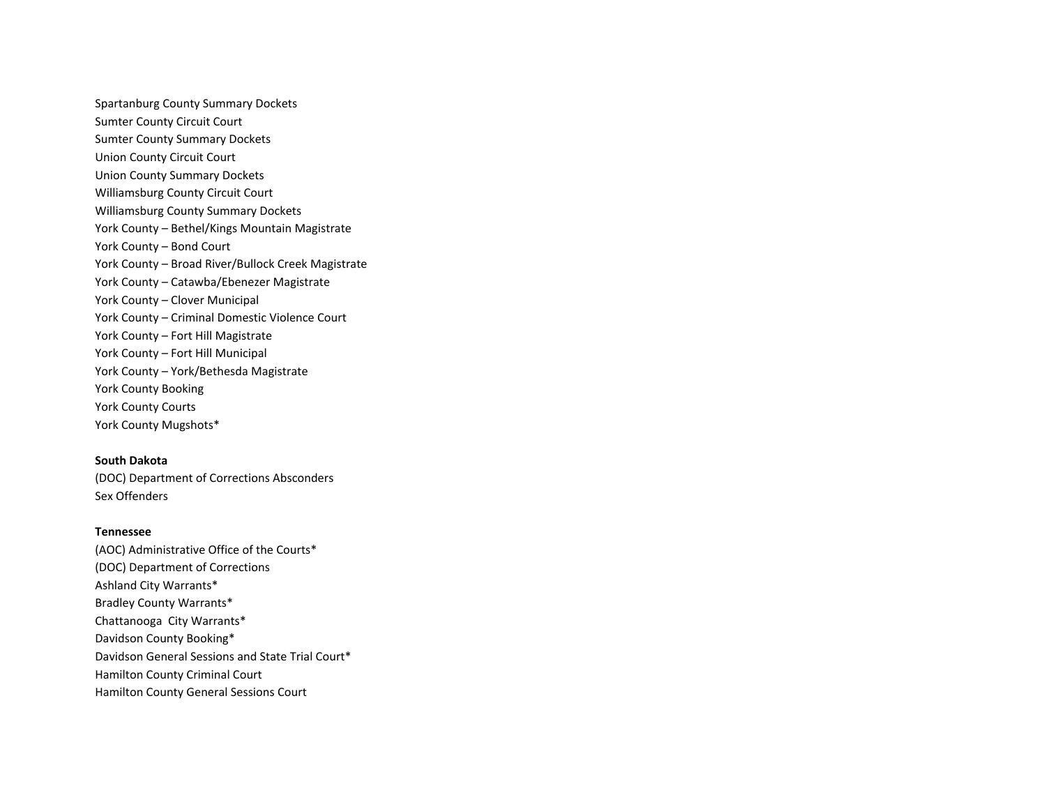Spartanburg County Summary Dockets
Sumter County Circuit Court
Sumter County Summary Dockets
Union County Circuit Court
Union County Summary Dockets
Williamsburg County Circuit Court
Williamsburg County Summary Dockets
York County – Bethel/Kings Mountain Magistrate
York County – Bond Court
York County – Broad River/Bullock Creek Magistrate
York County – Catawba/Ebenezer Magistrate
York County – Clover Municipal
York County – Criminal Domestic Violence Court
York County – Fort Hill Magistrate
York County – Fort Hill Municipal
York County – York/Bethesda Magistrate
York County Booking
York County Courts
York County Mugshots*

**South Dakota**
(DOC) Department of Corrections Absconders
Sex Offenders

**Tennessee**
(AOC) Administrative Office of the Courts*
(DOC) Department of Corrections
Ashland City Warrants*
Bradley County Warrants*
Chattanooga  City Warrants*
Davidson County Booking*
Davidson General Sessions and State Trial Court*
Hamilton County Criminal Court
Hamilton County General Sessions Court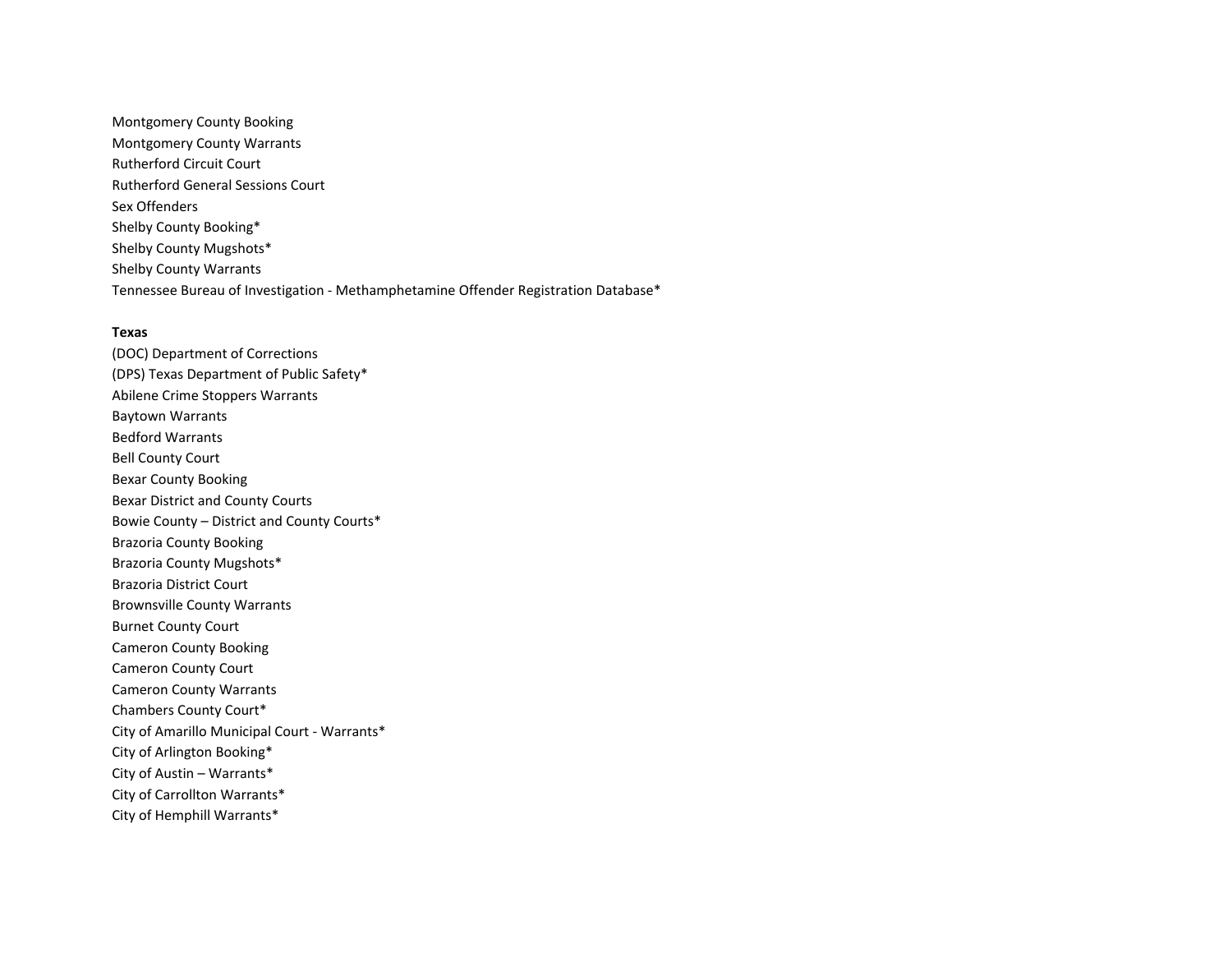Montgomery County Booking
Montgomery County Warrants
Rutherford Circuit Court
Rutherford General Sessions Court
Sex Offenders
Shelby County Booking*
Shelby County Mugshots*
Shelby County Warrants
Tennessee Bureau of Investigation - Methamphetamine Offender Registration Database*

**Texas**

(DOC) Department of Corrections
(DPS) Texas Department of Public Safety*
Abilene Crime Stoppers Warrants
Baytown Warrants
Bedford Warrants
Bell County Court
Bexar County Booking
Bexar District and County Courts
Bowie County – District and County Courts*
Brazoria County Booking
Brazoria County Mugshots*
Brazoria District Court
Brownsville County Warrants
Burnet County Court
Cameron County Booking
Cameron County Court
Cameron County Warrants
Chambers County Court*
City of Amarillo Municipal Court - Warrants*
City of Arlington Booking*
City of Austin – Warrants*
City of Carrollton Warrants*
City of Hemphill Warrants*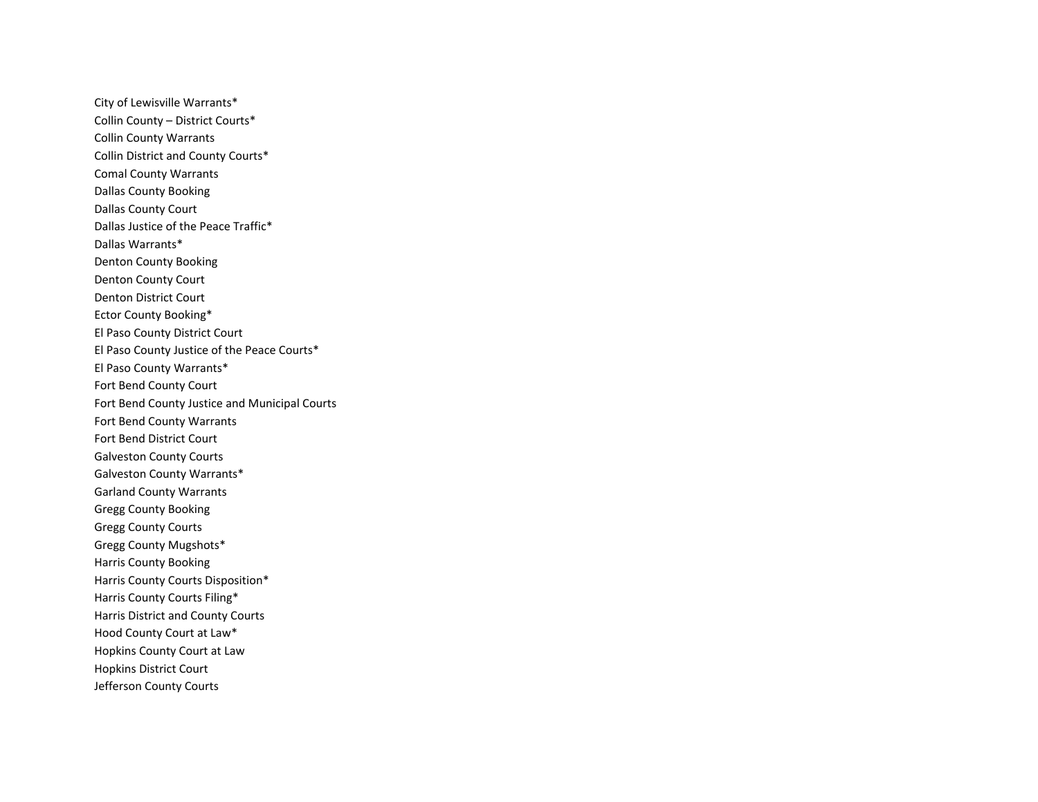City of Lewisville Warrants*

Collin County – District Courts*

Collin County Warrants

Collin District and County Courts*

Comal County Warrants

Dallas County Booking

Dallas County Court

Dallas Justice of the Peace Traffic*

Dallas Warrants*

Denton County Booking

Denton County Court

Denton District Court

Ector County Booking*

El Paso County District Court

El Paso County Justice of the Peace Courts*

El Paso County Warrants*

Fort Bend County Court

Fort Bend County Justice and Municipal Courts

Fort Bend County Warrants

Fort Bend District Court

Galveston County Courts

Galveston County Warrants*

Garland County Warrants

Gregg County Booking

Gregg County Courts

Gregg County Mugshots*

Harris County Booking

Harris County Courts Disposition*

Harris County Courts Filing*

Harris District and County Courts

Hood County Court at Law*

Hopkins County Court at Law

Hopkins District Court

Jefferson County Courts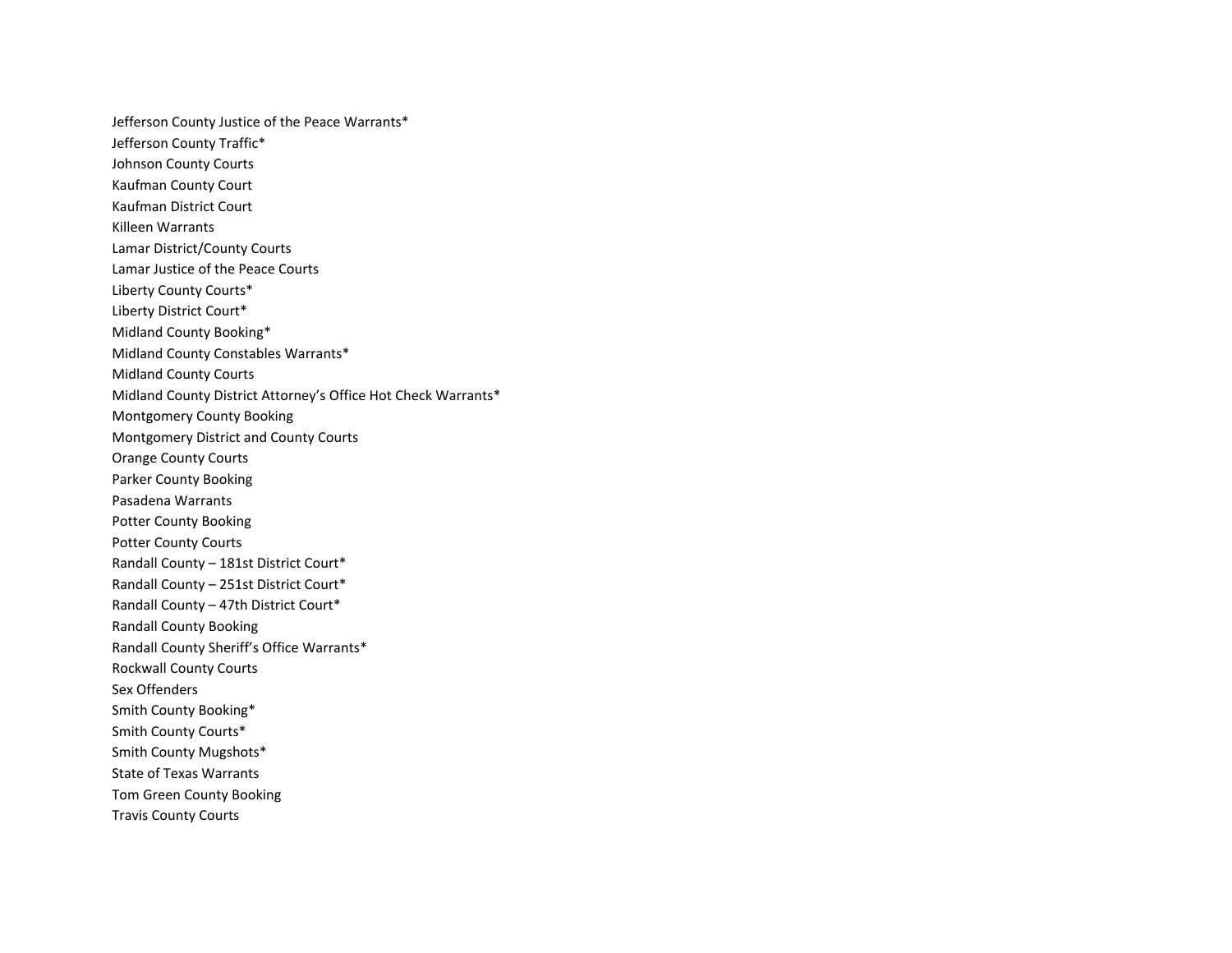Jefferson County Justice of the Peace Warrants*
Jefferson County Traffic*
Johnson County Courts
Kaufman County Court
Kaufman District Court
Killeen Warrants
Lamar District/County Courts
Lamar Justice of the Peace Courts
Liberty County Courts*
Liberty District Court*
Midland County Booking*
Midland County Constables Warrants*
Midland County Courts
Midland County District Attorney's Office Hot Check Warrants*
Montgomery County Booking
Montgomery District and County Courts
Orange County Courts
Parker County Booking
Pasadena Warrants
Potter County Booking
Potter County Courts
Randall County – 181st District Court*
Randall County – 251st District Court*
Randall County – 47th District Court*
Randall County Booking
Randall County Sheriff's Office Warrants*
Rockwall County Courts
Sex Offenders
Smith County Booking*
Smith County Courts*
Smith County Mugshots*
State of Texas Warrants
Tom Green County Booking
Travis County Courts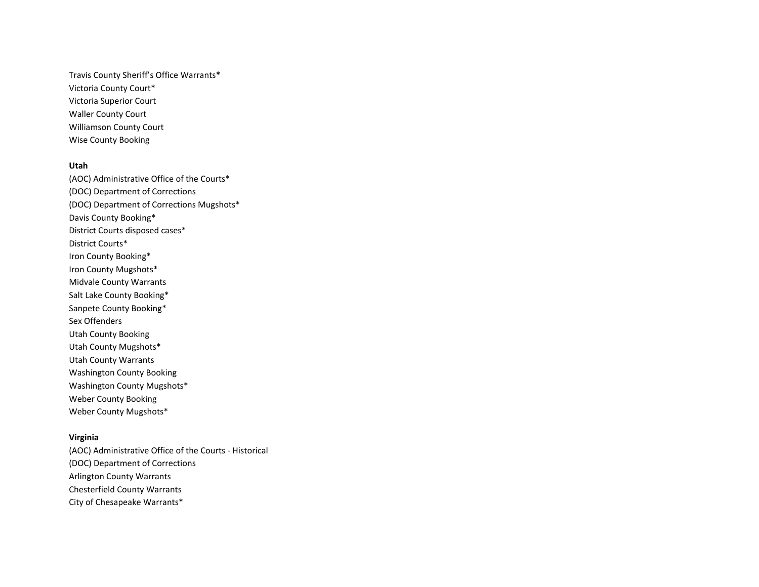Travis County Sheriff's Office Warrants*
Victoria County Court*
Victoria Superior Court
Waller County Court
Williamson County Court
Wise County Booking

**Utah**

(AOC) Administrative Office of the Courts*
(DOC) Department of Corrections
(DOC) Department of Corrections Mugshots*
Davis County Booking*
District Courts disposed cases*
District Courts*
Iron County Booking*
Iron County Mugshots*
Midvale County Warrants
Salt Lake County Booking*
Sanpete County Booking*
Sex Offenders
Utah County Booking
Utah County Mugshots*
Utah County Warrants
Washington County Booking
Washington County Mugshots*
Weber County Booking
Weber County Mugshots*

**Virginia**

(AOC) Administrative Office of the Courts - Historical
(DOC) Department of Corrections
Arlington County Warrants
Chesterfield County Warrants
City of Chesapeake Warrants*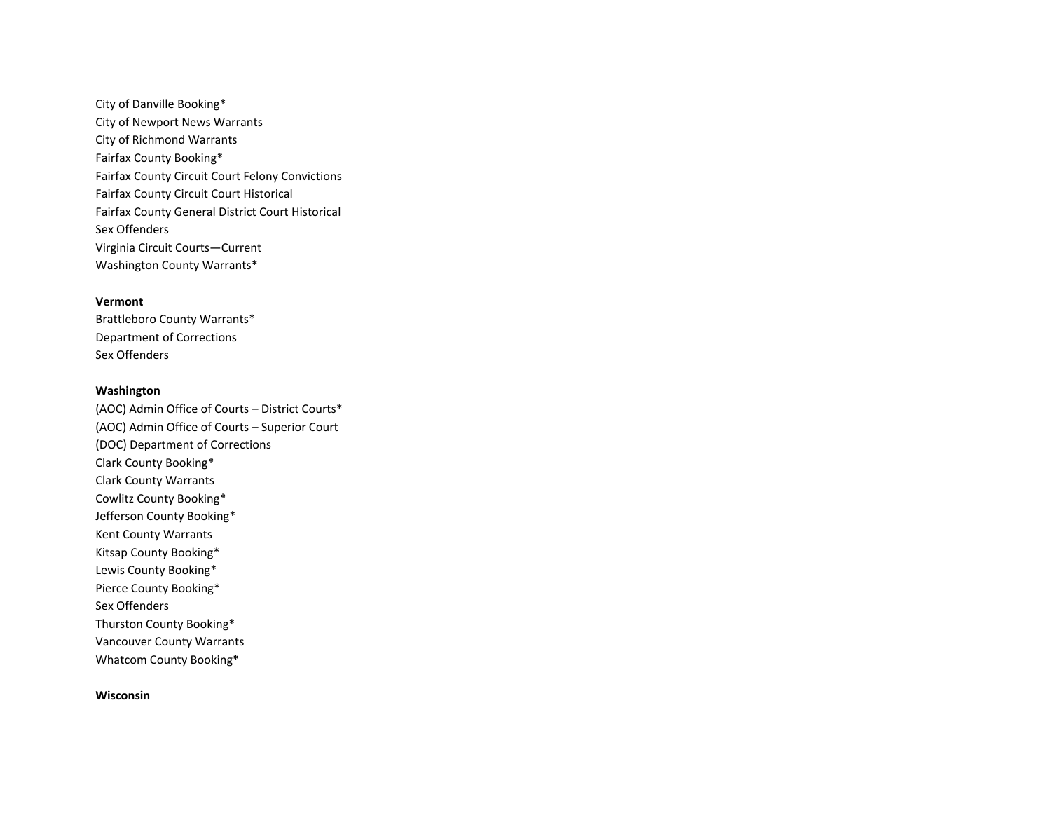City of Danville Booking*
City of Newport News Warrants
City of Richmond Warrants
Fairfax County Booking*
Fairfax County Circuit Court Felony Convictions
Fairfax County Circuit Court Historical
Fairfax County General District Court Historical
Sex Offenders
Virginia Circuit Courts—Current
Washington County Warrants*

**Vermont**

Brattleboro County Warrants*
Department of Corrections
Sex Offenders

**Washington**

(AOC) Admin Office of Courts – District Courts*
(AOC) Admin Office of Courts – Superior Court
(DOC) Department of Corrections
Clark County Booking*
Clark County Warrants
Cowlitz County Booking*
Jefferson County Booking*
Kent County Warrants
Kitsap County Booking*
Lewis County Booking*
Pierce County Booking*
Sex Offenders
Thurston County Booking*
Vancouver County Warrants
Whatcom County Booking*

**Wisconsin**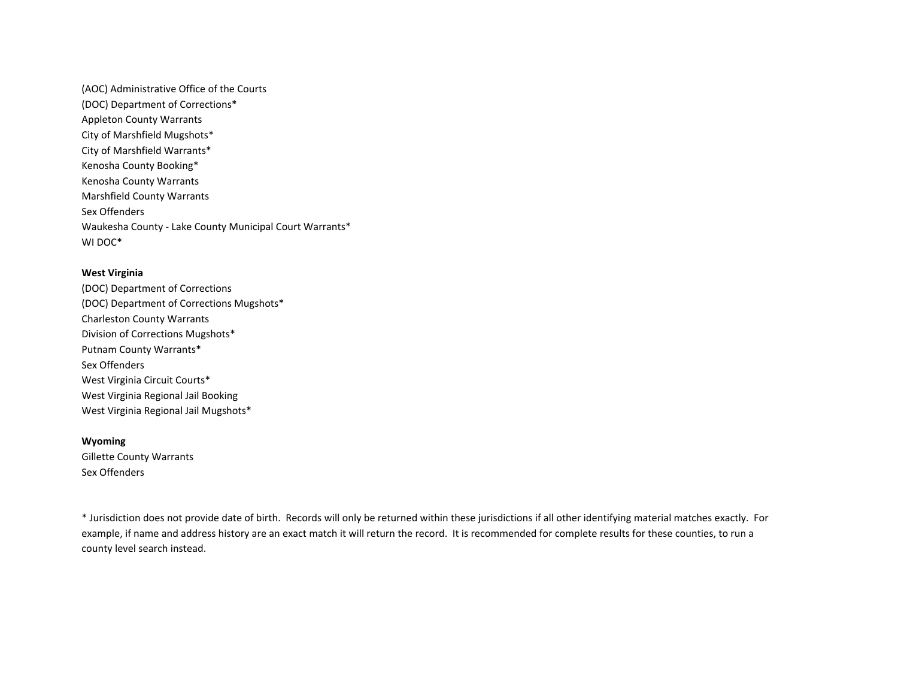(AOC) Administrative Office of the Courts
(DOC) Department of Corrections*
Appleton County Warrants
City of Marshfield Mugshots*
City of Marshfield Warrants*
Kenosha County Booking*
Kenosha County Warrants
Marshfield County Warrants
Sex Offenders
Waukesha County - Lake County Municipal Court Warrants*
WI DOC*

**West Virginia**
(DOC) Department of Corrections
(DOC) Department of Corrections Mugshots*
Charleston County Warrants
Division of Corrections Mugshots*
Putnam County Warrants*
Sex Offenders
West Virginia Circuit Courts*
West Virginia Regional Jail Booking
West Virginia Regional Jail Mugshots*

**Wyoming**
Gillette County Warrants
Sex Offenders

* Jurisdiction does not provide date of birth. Records will only be returned within these jurisdictions if all other identifying material matches exactly. For example, if name and address history are an exact match it will return the record. It is recommended for complete results for these counties, to run a county level search instead.